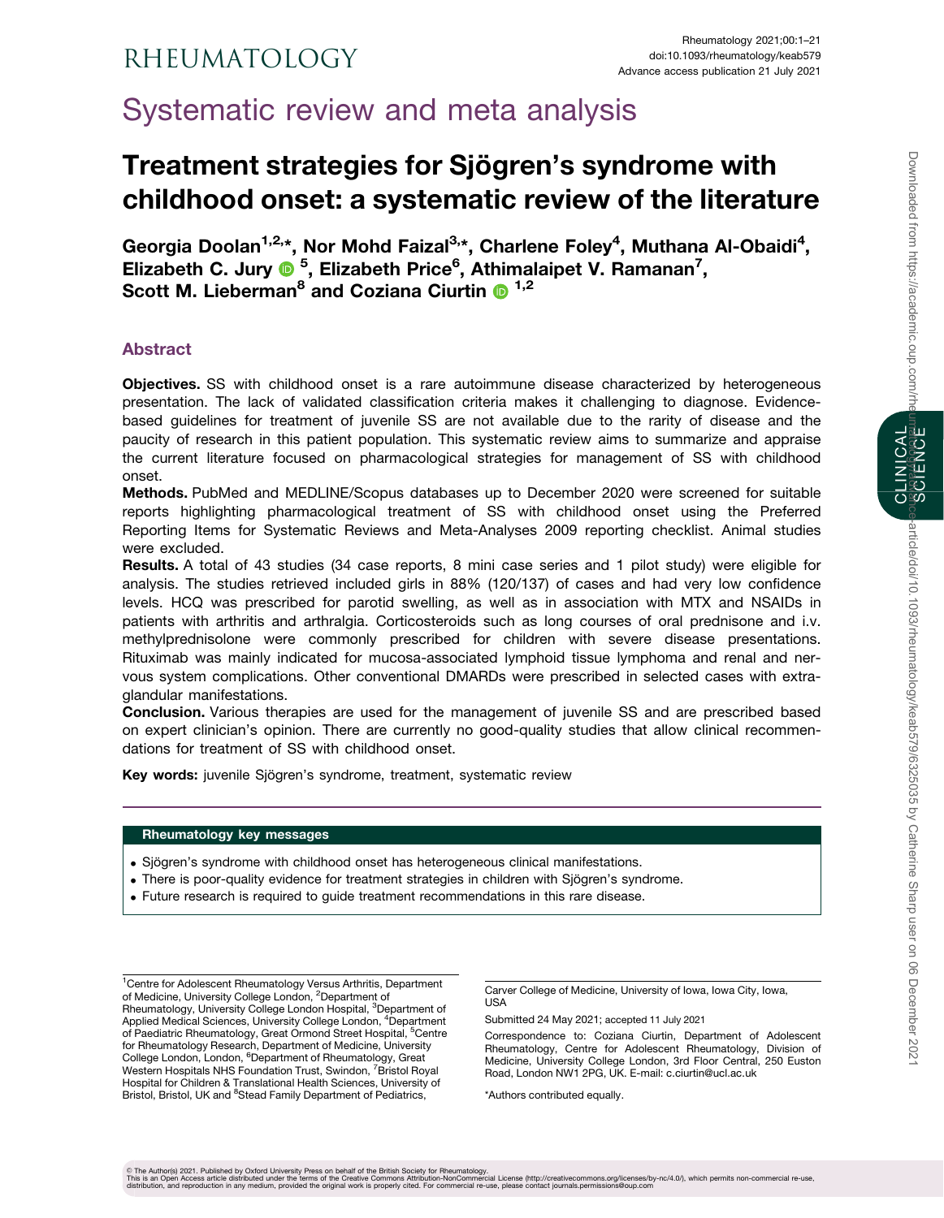# Systematic review and meta analysis

## Treatment strategies for Sjögren's syndrome with childhood onset: a systematic review of the literature

**Georgia Doolan[1,2,*], Nor Mohd Faizal[3,*], Charlene Foley[4], Muthana Al-Obaidi[4], Elizabeth C. Jury[5], Elizabeth Price[6], Athimalaipet V. Ramanan[7], Scott M. Lieberman[8] and Coziana Ciurtin[1,2]**

### Abstract

**Objectives.** SS with childhood onset is a rare autoimmune disease characterized by heterogeneous presentation. The lack of validated classification criteria makes it challenging to diagnose. Evidence-based guidelines for treatment of juvenile SS are not available due to the rarity of disease and the paucity of research in this patient population. This systematic review aims to summarize and appraise the current literature focused on pharmacological strategies for management of SS with childhood onset.

**Methods.** PubMed and MEDLINE/Scopus databases up to December 2020 were screened for suitable reports highlighting pharmacological treatment of SS with childhood onset using the Preferred Reporting Items for Systematic Reviews and Meta-Analyses 2009 reporting checklist. Animal studies were excluded.

**Results.** A total of 43 studies (34 case reports, 8 mini case series and 1 pilot study) were eligible for analysis. The studies retrieved included girls in 88% (120/137) of cases and had very low confidence levels. HCQ was prescribed for parotid swelling, as well as in association with MTX and NSAIDs in patients with arthritis and arthralgia. Corticosteroids such as long courses of oral prednisone and i.v. methylprednisolone were commonly prescribed for children with severe disease presentations. Rituximab was mainly indicated for mucosa-associated lymphoid tissue lymphoma and renal and nervous system complications. Other conventional DMARDs were prescribed in selected cases with extra-glandular manifestations.

**Conclusion.** Various therapies are used for the management of juvenile SS and are prescribed based on expert clinician's opinion. There are currently no good-quality studies that allow clinical recommendations for treatment of SS with childhood onset.

**Key words:** juvenile Sjögren's syndrome, treatment, systematic review

**Rheumatology key messages**

- Sjögren's syndrome with childhood onset has heterogeneous clinical manifestations.
- There is poor-quality evidence for treatment strategies in children with Sjögren's syndrome.
- Future research is required to guide treatment recommendations in this rare disease.

[1]Centre for Adolescent Rheumatology Versus Arthritis, Department of Medicine, University College London, [2]Department of Rheumatology, University College London Hospital, [3]Department of Applied Medical Sciences, University College London, [4]Department of Paediatric Rheumatology, Great Ormond Street Hospital, [5]Centre for Rheumatology Research, Department of Medicine, University College London, London, [6]Department of Rheumatology, Great Western Hospitals NHS Foundation Trust, Swindon, [7]Bristol Royal Hospital for Children & Translational Health Sciences, University of Bristol, Bristol, UK and [8]Stead Family Department of Pediatrics, Carver College of Medicine, University of Iowa, Iowa City, Iowa, USA

Submitted 24 May 2021; accepted 11 July 2021

Correspondence to: Coziana Ciurtin, Department of Adolescent Rheumatology, Centre for Adolescent Rheumatology, Division of Medicine, University College London, 3rd Floor Central, 250 Euston Road, London NW1 2PG, UK. E-mail: c.ciurtin@ucl.ac.uk

*Authors contributed equally.

© The Author(s) 2021. Published by Oxford University Press on behalf of the British Society for Rheumatology.
This is an Open Access article distributed under the terms of the Creative Commons Attribution-NonCommercial License (http://creativecommons.org/licenses/by-nc/4.0/), which permits non-commercial re-use, distribution, and reproduction in any medium, provided the original work is properly cited. For commercial re-use, please contact journals.permissions@oup.com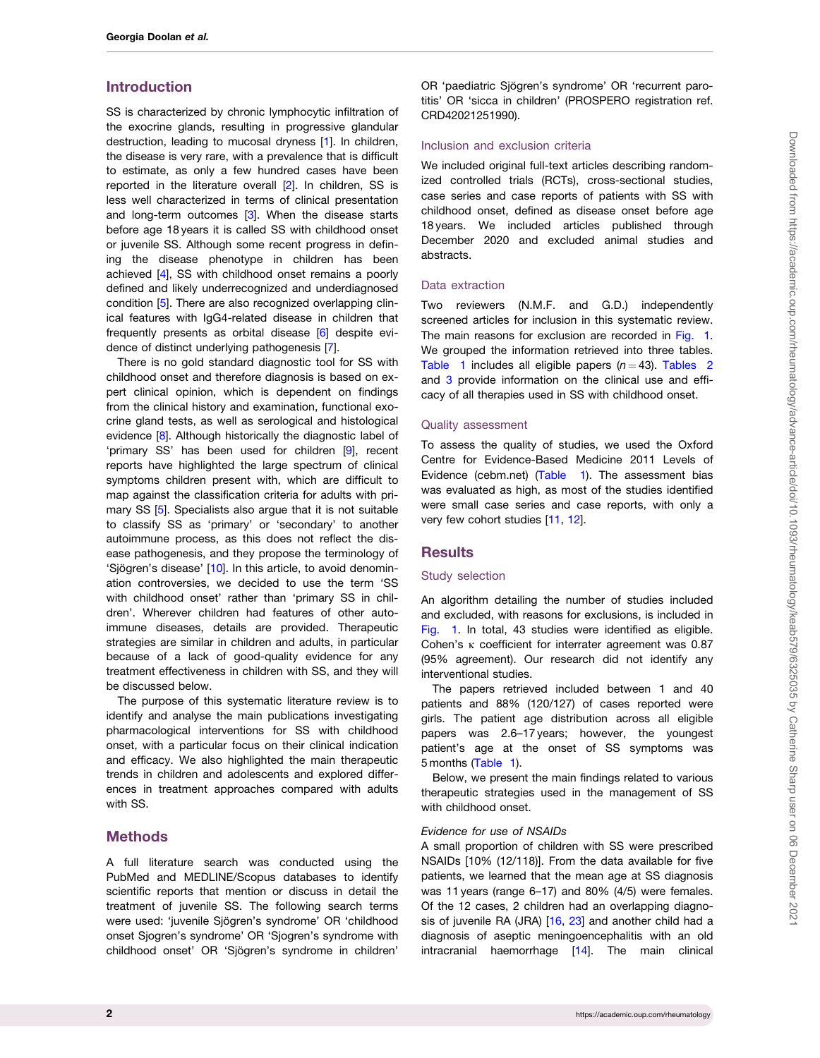## Introduction

SS is characterized by chronic lymphocytic infiltration of the exocrine glands, resulting in progressive glandular destruction, leading to mucosal dryness [1]. In children, the disease is very rare, with a prevalence that is difficult to estimate, as only a few hundred cases have been reported in the literature overall [2]. In children, SS is less well characterized in terms of clinical presentation and long-term outcomes [3]. When the disease starts before age 18 years it is called SS with childhood onset or juvenile SS. Although some recent progress in defining the disease phenotype in children has been achieved [4], SS with childhood onset remains a poorly defined and likely underrecognized and underdiagnosed condition [5]. There are also recognized overlapping clinical features with IgG4-related disease in children that frequently presents as orbital disease [6] despite evidence of distinct underlying pathogenesis [7].

There is no gold standard diagnostic tool for SS with childhood onset and therefore diagnosis is based on expert clinical opinion, which is dependent on findings from the clinical history and examination, functional exocrine gland tests, as well as serological and histological evidence [8]. Although historically the diagnostic label of 'primary SS' has been used for children [9], recent reports have highlighted the large spectrum of clinical symptoms children present with, which are difficult to map against the classification criteria for adults with primary SS [5]. Specialists also argue that it is not suitable to classify SS as 'primary' or 'secondary' to another autoimmune process, as this does not reflect the disease pathogenesis, and they propose the terminology of 'Sjögren's disease' [10]. In this article, to avoid denomination controversies, we decided to use the term 'SS with childhood onset' rather than 'primary SS in children'. Wherever children had features of other autoimmune diseases, details are provided. Therapeutic strategies are similar in children and adults, in particular because of a lack of good-quality evidence for any treatment effectiveness in children with SS, and they will be discussed below.

The purpose of this systematic literature review is to identify and analyse the main publications investigating pharmacological interventions for SS with childhood onset, with a particular focus on their clinical indication and efficacy. We also highlighted the main therapeutic trends in children and adolescents and explored differences in treatment approaches compared with adults with SS.

## Methods

A full literature search was conducted using the PubMed and MEDLINE/Scopus databases to identify scientific reports that mention or discuss in detail the treatment of juvenile SS. The following search terms were used: 'juvenile Sjögren's syndrome' OR 'childhood onset Sjogren's syndrome' OR 'Sjogren's syndrome with childhood onset' OR 'Sjögren's syndrome in children' OR 'paediatric Sjögren's syndrome' OR 'recurrent parotitis' OR 'sicca in children' (PROSPERO registration ref. CRD42021251990).

### Inclusion and exclusion criteria

We included original full-text articles describing randomized controlled trials (RCTs), cross-sectional studies, case series and case reports of patients with SS with childhood onset, defined as disease onset before age 18 years. We included articles published through December 2020 and excluded animal studies and abstracts.

### Data extraction

Two reviewers (N.M.F. and G.D.) independently screened articles for inclusion in this systematic review. The main reasons for exclusion are recorded in Fig. 1. We grouped the information retrieved into three tables. Table 1 includes all eligible papers ($n = 43$). Tables 2 and 3 provide information on the clinical use and efficacy of all therapies used in SS with childhood onset.

### Quality assessment

To assess the quality of studies, we used the Oxford Centre for Evidence-Based Medicine 2011 Levels of Evidence (cebm.net) (Table 1). The assessment bias was evaluated as high, as most of the studies identified were small case series and case reports, with only a very few cohort studies [11, 12].

## Results

### Study selection

An algorithm detailing the number of studies included and excluded, with reasons for exclusions, is included in Fig. 1. In total, 43 studies were identified as eligible. Cohen's $\kappa$ coefficient for interrater agreement was 0.87 (95% agreement). Our research did not identify any interventional studies.

The papers retrieved included between 1 and 40 patients and 88% (120/127) of cases reported were girls. The patient age distribution across all eligible papers was 2.6–17 years; however, the youngest patient's age at the onset of SS symptoms was 5 months (Table 1).

Below, we present the main findings related to various therapeutic strategies used in the management of SS with childhood onset.

#### *Evidence for use of NSAIDs*

A small proportion of children with SS were prescribed NSAIDs [10% (12/118)]. From the data available for five patients, we learned that the mean age at SS diagnosis was 11 years (range 6–17) and 80% (4/5) were females. Of the 12 cases, 2 children had an overlapping diagnosis of juvenile RA (JRA) [16, 23] and another child had a diagnosis of aseptic meningoencephalitis with an old intracranial haemorrhage [14]. The main clinical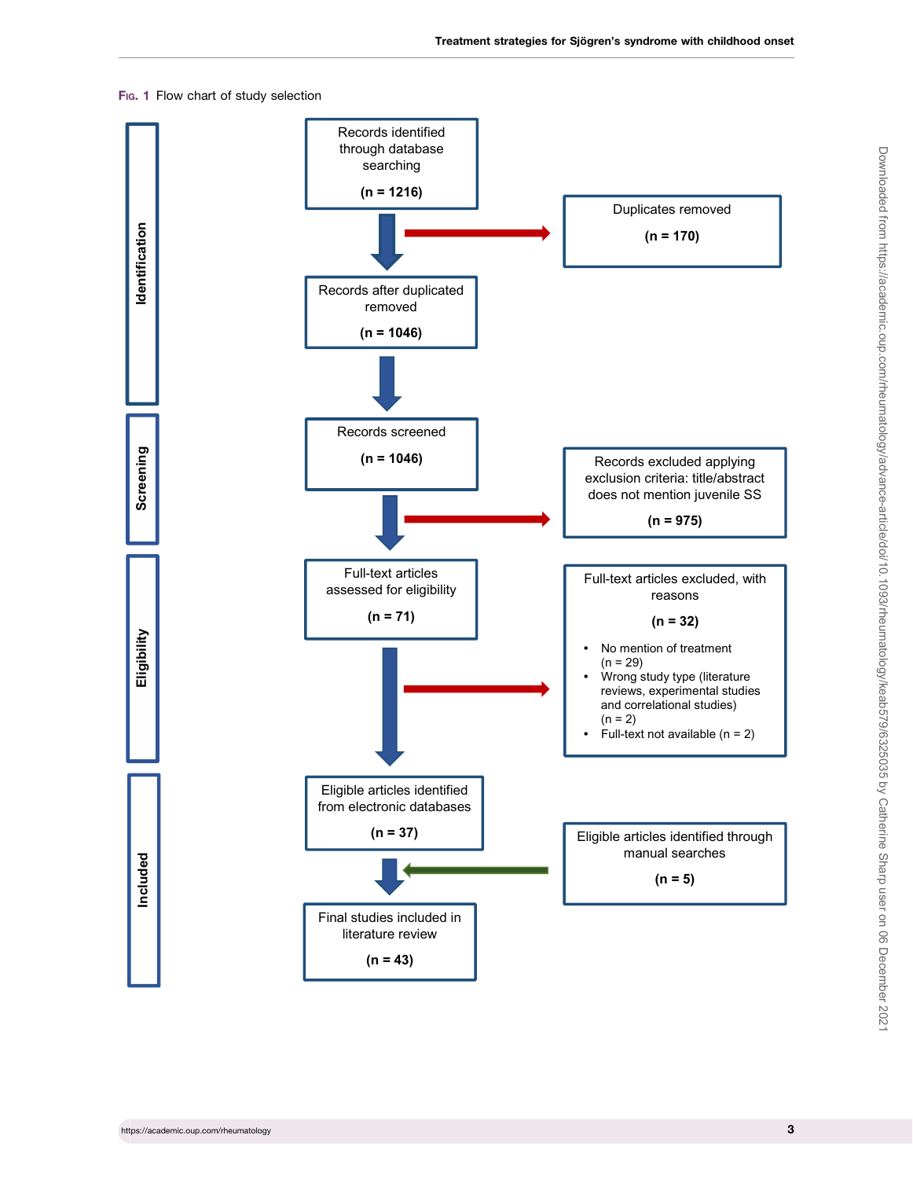Fig. 1 Flow chart of study selection

**Identification**

Records identified through database searching (n = 1216)

Duplicates removed (n = 170)

Records after duplicated removed (n = 1046)

**Screening**

Records screened (n = 1046)

Records excluded applying exclusion criteria: title/abstract does not mention juvenile SS (n = 975)

**Eligibility**

Full-text articles assessed for eligibility (n = 71)

Full-text articles excluded, with reasons (n = 32)

- No mention of treatment (n = 29)
- Wrong study type (literature reviews, experimental studies and correlational studies) (n = 2)
- Full-text not available (n = 2)

**Included**

Eligible articles identified from electronic databases (n = 37)

Eligible articles identified through manual searches (n = 5)

Final studies included in literature review (n = 43)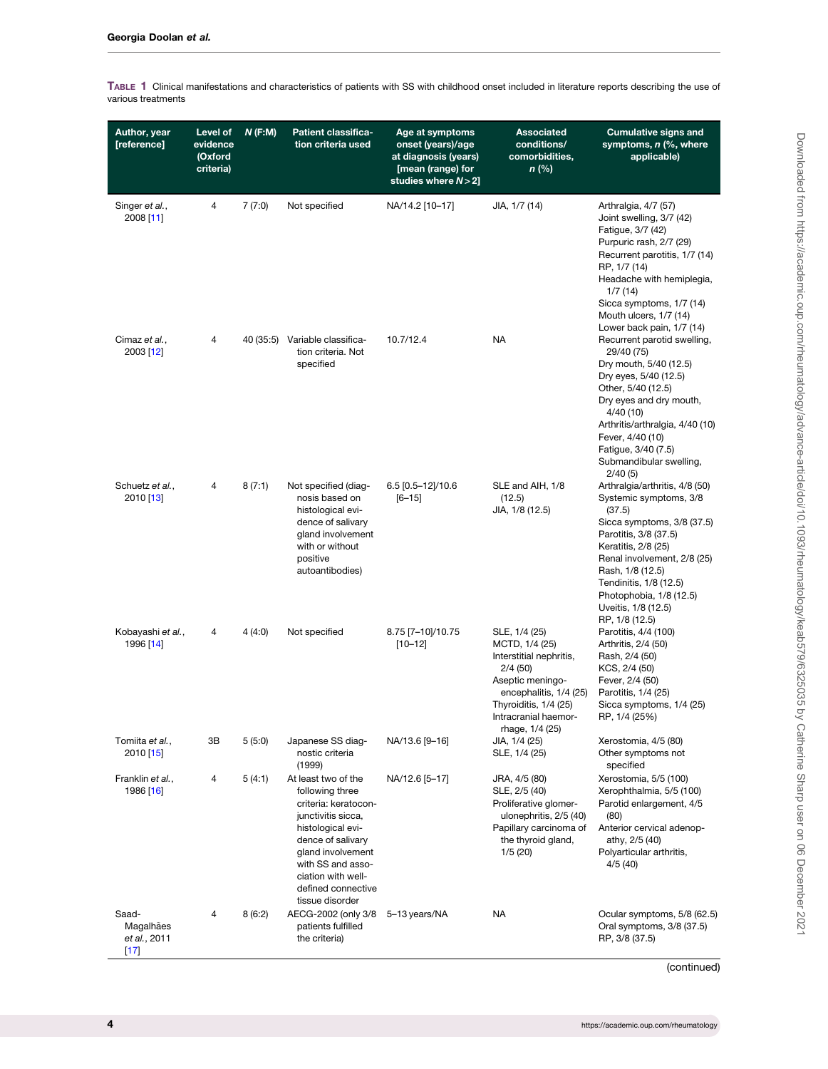**Table 1** Clinical manifestations and characteristics of patients with SS with childhood onset included in literature reports describing the use of various treatments

| Author, year [reference] | Level of evidence (Oxford criteria) | N (F:M) | Patient classification criteria used | Age at symptoms onset (years)/age at diagnosis (years) [mean (range) for studies where N > 2] | Associated conditions/ comorbidities, n (%) | Cumulative signs and symptoms, n (%, where applicable) |
|---|---|---|---|---|---|---|
| Singer *et al.*, 2008 [11] | 4 | 7 (7:0) | Not specified | NA/14.2 [10–17] | JIA, 1/7 (14) | Arthralgia, 4/7 (57)<br>Joint swelling, 3/7 (42)<br>Fatigue, 3/7 (42)<br>Purpuric rash, 2/7 (29)<br>Recurrent parotitis, 1/7 (14)<br>RP, 1/7 (14)<br>Headache with hemiplegia, 1/7 (14)<br>Sicca symptoms, 1/7 (14)<br>Mouth ulcers, 1/7 (14)<br>Lower back pain, 1/7 (14) |
| Cimaz *et al.*, 2003 [12] | 4 | 40 (35:5) | Variable classification criteria. Not specified | 10.7/12.4 | NA | Recurrent parotid swelling, 29/40 (75)<br>Dry mouth, 5/40 (12.5)<br>Dry eyes, 5/40 (12.5)<br>Other, 5/40 (12.5)<br>Dry eyes and dry mouth, 4/40 (10)<br>Arthritis/arthralgia, 4/40 (10)<br>Fever, 4/40 (10)<br>Fatigue, 3/40 (7.5)<br>Submandibular swelling, 2/40 (5) |
| Schuetz *et al.*, 2010 [13] | 4 | 8 (7:1) | Not specified (diagnosis based on histological evidence of salivary gland involvement with or without positive autoantibodies) | 6.5 [0.5–12]/10.6 [6–15] | SLE and AIH, 1/8 (12.5)<br>JIA, 1/8 (12.5) | Arthralgia/arthritis, 4/8 (50)<br>Systemic symptoms, 3/8 (37.5)<br>Sicca symptoms, 3/8 (37.5)<br>Parotitis, 3/8 (37.5)<br>Keratitis, 2/8 (25)<br>Renal involvement, 2/8 (25)<br>Rash, 1/8 (12.5)<br>Tendinitis, 1/8 (12.5)<br>Photophobia, 1/8 (12.5)<br>Uveitis, 1/8 (12.5)<br>RP, 1/8 (12.5) |
| Kobayashi *et al.*, 1996 [14] | 4 | 4 (4:0) | Not specified | 8.75 [7–10]/10.75 [10–12] | SLE, 1/4 (25)<br>MCTD, 1/4 (25)<br>Interstitial nephritis, 2/4 (50)<br>Aseptic meningoencephalitis, 1/4 (25)<br>Thyroiditis, 1/4 (25)<br>Intracranial haemorrhage, 1/4 (25) | Parotitis, 4/4 (100)<br>Arthritis, 2/4 (50)<br>Rash, 2/4 (50)<br>KCS, 2/4 (50)<br>Fever, 2/4 (50)<br>Parotitis, 1/4 (25)<br>Sicca symptoms, 1/4 (25)<br>RP, 1/4 (25%) |
| Tomiita *et al.*, 2010 [15] | 3B | 5 (5:0) | Japanese SS diagnostic criteria (1999) | NA/13.6 [9–16] | JIA, 1/4 (25)<br>SLE, 1/4 (25) | Xerostomia, 4/5 (80)<br>Other symptoms not specified |
| Franklin *et al.*, 1986 [16] | 4 | 5 (4:1) | At least two of the following three criteria: keratoconjunctivitis sicca, histological evidence of salivary gland involvement with SS and association with well-defined connective tissue disorder | NA/12.6 [5–17] | JRA, 4/5 (80)<br>SLE, 2/5 (40)<br>Proliferative glomerulonephritis, 2/5 (40)<br>Papillary carcinoma of the thyroid gland, 1/5 (20) | Xerostomia, 5/5 (100)<br>Xerophthalmia, 5/5 (100)<br>Parotid enlargement, 4/5 (80)<br>Anterior cervical adenopathy, 2/5 (40)<br>Polyarticular arthritis, 4/5 (40) |
| Saad-Magalhães *et al.*, 2011 [17] | 4 | 8 (6:2) | AECG-2002 (only 3/8 patients fulfilled the criteria) | 5–13 years/NA | NA | Ocular symptoms, 5/8 (62.5)<br>Oral symptoms, 3/8 (37.5)<br>RP, 3/8 (37.5) |

(continued)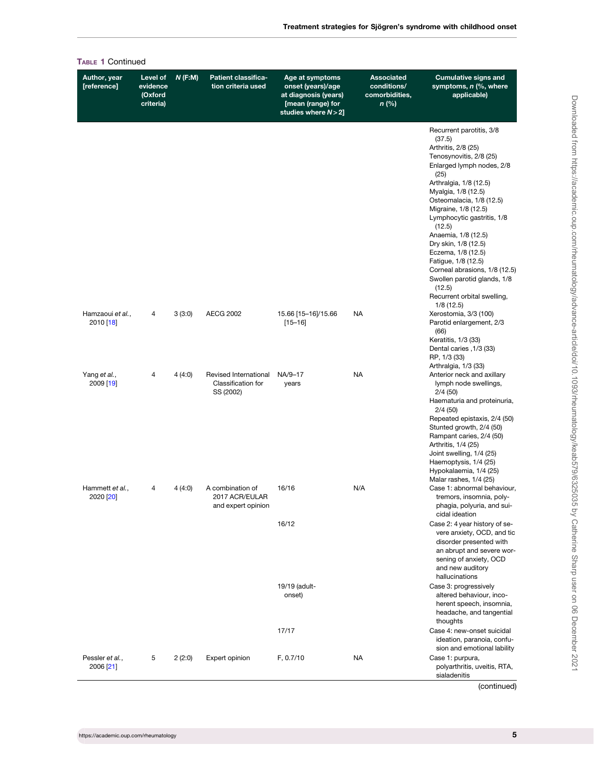**Table 1** Continued

| Author, year [reference] | Level of evidence (Oxford criteria) | N (F:M) | Patient classification criteria used | Age at symptoms onset (years)/age at diagnosis (years) [mean (range) for studies where N > 2] | Associated conditions/ comorbidities, n (%) | Cumulative signs and symptoms, n (%, where applicable) |
|---|---|---|---|---|---|---|
| | | | | | | Recurrent parotitis, 3/8 (37.5)<br>Arthritis, 2/8 (25)<br>Tenosynovitis, 2/8 (25)<br>Enlarged lymph nodes, 2/8 (25)<br>Arthralgia, 1/8 (12.5)<br>Myalgia, 1/8 (12.5)<br>Osteomalacia, 1/8 (12.5)<br>Migraine, 1/8 (12.5)<br>Lymphocytic gastritis, 1/8 (12.5)<br>Anaemia, 1/8 (12.5)<br>Dry skin, 1/8 (12.5)<br>Eczema, 1/8 (12.5)<br>Fatigue, 1/8 (12.5)<br>Corneal abrasions, 1/8 (12.5)<br>Swollen parotid glands, 1/8 (12.5)<br>Recurrent orbital swelling, 1/8 (12.5) |
| Hamzaoui *et al.*, 2010 [18] | 4 | 3 (3:0) | AECG 2002 | 15.66 [15–16]/15.66 [15–16] | NA | Xerostomia, 3/3 (100)<br>Parotid enlargement, 2/3 (66)<br>Keratitis, 1/3 (33)<br>Dental caries ,1/3 (33)<br>RP, 1/3 (33)<br>Arthralgia, 1/3 (33) |
| Yang *et al.*, 2009 [19] | 4 | 4 (4:0) | Revised International Classification for SS (2002) | NA/9–17 years | NA | Anterior neck and axillary lymph node swellings, 2/4 (50)<br>Haematuria and proteinuria, 2/4 (50)<br>Repeated epistaxis, 2/4 (50)<br>Stunted growth, 2/4 (50)<br>Rampant caries, 2/4 (50)<br>Arthritis, 1/4 (25)<br>Joint swelling, 1/4 (25)<br>Haemoptysis, 1/4 (25)<br>Hypokalaemia, 1/4 (25)<br>Malar rashes, 1/4 (25) |
| Hammett *et al.*, 2020 [20] | 4 | 4 (4:0) | A combination of 2017 ACR/EULAR and expert opinion | 16/16 | N/A | Case 1: abnormal behaviour, tremors, insomnia, polyphagia, polyuria, and suicidal ideation |
| | | | | 16/12 | | Case 2: 4 year history of severe anxiety, OCD, and tic disorder presented with an abrupt and severe worsening of anxiety, OCD and new auditory hallucinations |
| | | | | 19/19 (adult-onset) | | Case 3: progressively altered behaviour, incoherent speech, insomnia, headache, and tangential thoughts |
| | | | | 17/17 | | Case 4: new-onset suicidal ideation, paranoia, confusion and emotional lability |
| Pessler *et al.*, 2006 [21] | 5 | 2 (2:0) | Expert opinion | F, 0.7/10 | NA | Case 1: purpura, polyarthritis, uveitis, RTA, sialadenitis |

(continued)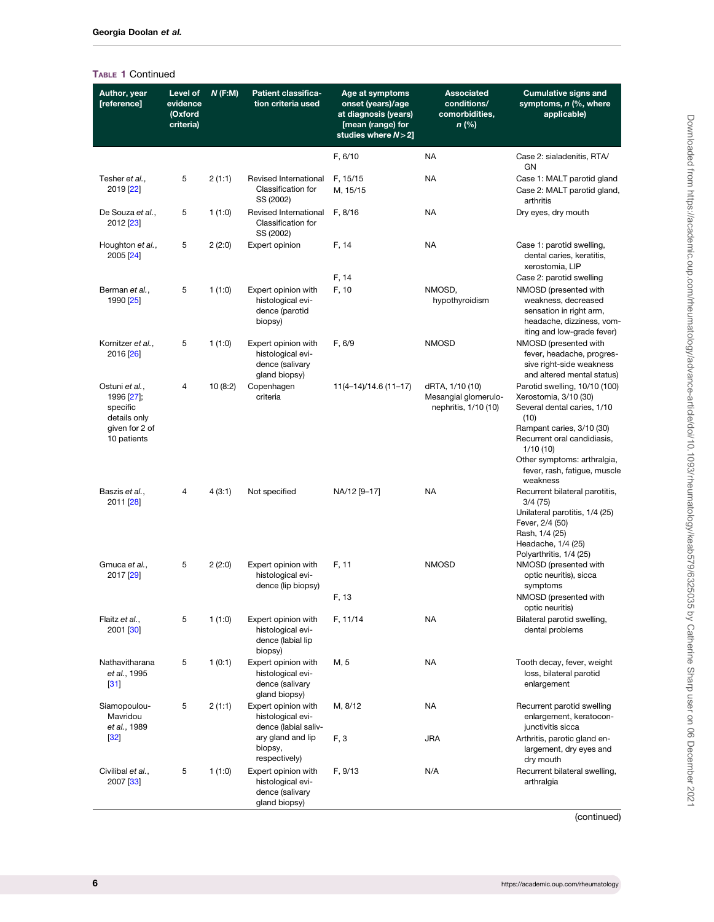**Table 1** Continued

| Author, year [reference] | Level of evidence (Oxford criteria) | *N* (F:M) | Patient classification criteria used | Age at symptoms onset (years)/age at diagnosis (years) [mean (range) for studies where *N* > 2] | Associated conditions/ comorbidities, *n* (%) | Cumulative signs and symptoms, *n* (%, where applicable) |
|---|---|---|---|---|---|---|
| | | | | F, 6/10 | NA | Case 2: sialadenitis, RTA/GN |
| Tesher *et al.*, 2019 [22] | 5 | 2 (1:1) | Revised International Classification for SS (2002) | F, 15/15<br>M, 15/15 | NA | Case 1: MALT parotid gland<br>Case 2: MALT parotid gland, arthritis |
| De Souza *et al.*, 2012 [23] | 5 | 1 (1:0) | Revised International Classification for SS (2002) | F, 8/16 | NA | Dry eyes, dry mouth |
| Houghton *et al.*, 2005 [24] | 5 | 2 (2:0) | Expert opinion | F, 14<br><br>F, 14 | NA | Case 1: parotid swelling, dental caries, keratitis, xerostomia, LIP<br>Case 2: parotid swelling |
| Berman *et al.*, 1990 [25] | 5 | 1 (1:0) | Expert opinion with histological evidence (parotid biopsy) | F, 10 | NMOSD, hypothyroidism | NMOSD (presented with weakness, decreased sensation in right arm, headache, dizziness, vomiting and low-grade fever) |
| Kornitzer *et al.*, 2016 [26] | 5 | 1 (1:0) | Expert opinion with histological evidence (salivary gland biopsy) | F, 6/9 | NMOSD | NMOSD (presented with fever, headache, progressive right-side weakness and altered mental status) |
| Ostuni *et al.*, 1996 [27]; specific details only given for 2 of 10 patients | 4 | 10 (8:2) | Copenhagen criteria | 11(4–14)/14.6 (11–17) | dRTA, 1/10 (10)<br>Mesangial glomerulonephritis, 1/10 (10) | Parotid swelling, 10/10 (100)<br>Xerostomia, 3/10 (30)<br>Several dental caries, 1/10 (10)<br>Rampant caries, 3/10 (30)<br>Recurrent oral candidiasis, 1/10 (10)<br>Other symptoms: arthralgia, fever, rash, fatigue, muscle weakness |
| Baszis *et al.*, 2011 [28] | 4 | 4 (3:1) | Not specified | NA/12 [9–17] | NA | Recurrent bilateral parotitis, 3/4 (75)<br>Unilateral parotitis, 1/4 (25)<br>Fever, 2/4 (50)<br>Rash, 1/4 (25)<br>Headache, 1/4 (25)<br>Polyarthritis, 1/4 (25) |
| Gmuca *et al.*, 2017 [29] | 5 | 2 (2:0) | Expert opinion with histological evidence (lip biopsy) | F, 11<br><br>F, 13 | NMOSD | NMOSD (presented with optic neuritis), sicca symptoms<br>NMOSD (presented with optic neuritis) |
| Flaitz *et al.*, 2001 [30] | 5 | 1 (1:0) | Expert opinion with histological evidence (labial lip biopsy) | F, 11/14 | NA | Bilateral parotid swelling, dental problems |
| Nathavitharana *et al.*, 1995 [31] | 5 | 1 (0:1) | Expert opinion with histological evidence (salivary gland biopsy) | M, 5 | NA | Tooth decay, fever, weight loss, bilateral parotid enlargement |
| Siamopoulou-Mavridou *et al.*, 1989 [32] | 5 | 2 (1:1) | Expert opinion with histological evidence (labial salivary gland and lip biopsy, respectively) | M, 8/12<br><br>F, 3 | NA<br><br>JRA | Recurrent parotid swelling enlargement, keratoconjunctivitis sicca<br>Arthritis, parotic gland enlargement, dry eyes and dry mouth |
| Civilibal *et al.*, 2007 [33] | 5 | 1 (1:0) | Expert opinion with histological evidence (salivary gland biopsy) | F, 9/13 | N/A | Recurrent bilateral swelling, arthralgia |

(continued)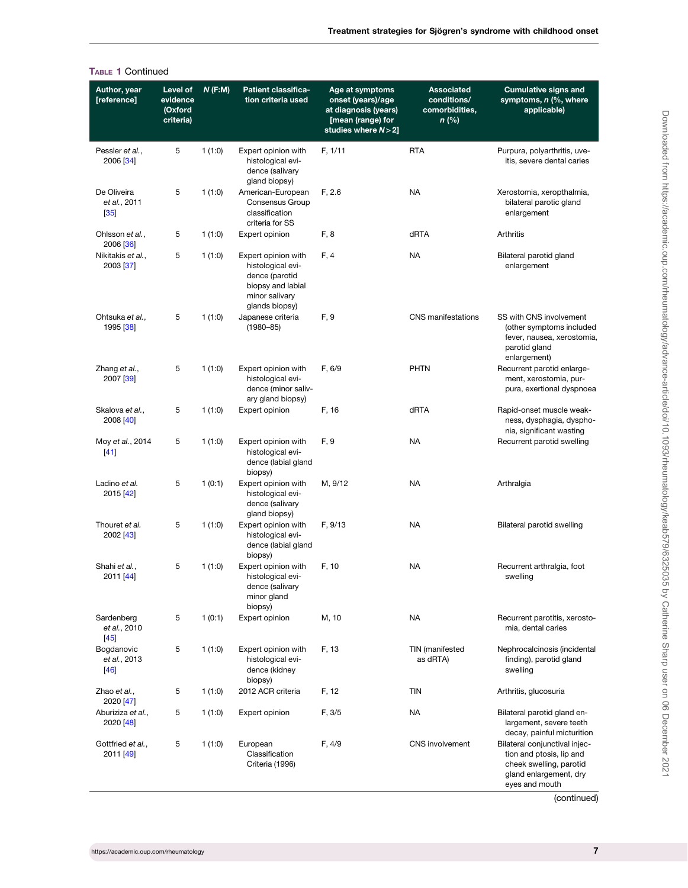**Table 1** Continued

| Author, year [reference] | Level of evidence (Oxford criteria) | *N* (F:M) | Patient classification criteria used | Age at symptoms onset (years)/age at diagnosis (years) [mean (range) for studies where *N* > 2] | Associated conditions/ comorbidities, *n* (%) | Cumulative signs and symptoms, *n* (%, where applicable) |
|---|---|---|---|---|---|---|
| Pessler *et al.*, 2006 [34] | 5 | 1 (1:0) | Expert opinion with histological evidence (salivary gland biopsy) | F, 1/11 | RTA | Purpura, polyarthritis, uveitis, severe dental caries |
| De Oliveira *et al.*, 2011 [35] | 5 | 1 (1:0) | American-European Consensus Group classification criteria for SS | F, 2.6 | NA | Xerostomia, xeropthalmia, bilateral parotic gland enlargement |
| Ohlsson *et al.*, 2006 [36] | 5 | 1 (1:0) | Expert opinion | F, 8 | dRTA | Arthritis |
| Nikitakis *et al.*, 2003 [37] | 5 | 1 (1:0) | Expert opinion with histological evidence (parotid biopsy and labial minor salivary glands biopsy) | F, 4 | NA | Bilateral parotid gland enlargement |
| Ohtsuka *et al.*, 1995 [38] | 5 | 1 (1:0) | Japanese criteria (1980–85) | F, 9 | CNS manifestations | SS with CNS involvement (other symptoms included fever, nausea, xerostomia, parotid gland enlargement) |
| Zhang *et al.*, 2007 [39] | 5 | 1 (1:0) | Expert opinion with histological evidence (minor salivary gland biopsy) | F, 6/9 | PHTN | Recurrent parotid enlargement, xerostomia, purpura, exertional dyspnoea |
| Skalova *et al.*, 2008 [40] | 5 | 1 (1:0) | Expert opinion | F, 16 | dRTA | Rapid-onset muscle weakness, dysphagia, dysphonia, significant wasting |
| Moy *et al.*, 2014 [41] | 5 | 1 (1:0) | Expert opinion with histological evidence (labial gland biopsy) | F, 9 | NA | Recurrent parotid swelling |
| Ladino *et al.* 2015 [42] | 5 | 1 (0:1) | Expert opinion with histological evidence (salivary gland biopsy) | M, 9/12 | NA | Arthralgia |
| Thouret *et al.* 2002 [43] | 5 | 1 (1:0) | Expert opinion with histological evidence (labial gland biopsy) | F, 9/13 | NA | Bilateral parotid swelling |
| Shahi *et al.*, 2011 [44] | 5 | 1 (1:0) | Expert opinion with histological evidence (salivary minor gland biopsy) | F, 10 | NA | Recurrent arthralgia, foot swelling |
| Sardenberg *et al.*, 2010 [45] | 5 | 1 (0:1) | Expert opinion | M, 10 | NA | Recurrent parotitis, xerostomia, dental caries |
| Bogdanovic *et al.*, 2013 [46] | 5 | 1 (1:0) | Expert opinion with histological evidence (kidney biopsy) | F, 13 | TIN (manifested as dRTA) | Nephrocalcinosis (incidental finding), parotid gland swelling |
| Zhao *et al.*, 2020 [47] | 5 | 1 (1:0) | 2012 ACR criteria | F, 12 | TIN | Arthritis, glucosuria |
| Aburiziza *et al.*, 2020 [48] | 5 | 1 (1:0) | Expert opinion | F, 3/5 | NA | Bilateral parotid gland enlargement, severe teeth decay, painful micturition |
| Gottfried *et al.*, 2011 [49] | 5 | 1 (1:0) | European Classification Criteria (1996) | F, 4/9 | CNS involvement | Bilateral conjunctival injection and ptosis, lip and cheek swelling, parotid gland enlargement, dry eyes and mouth |

(continued)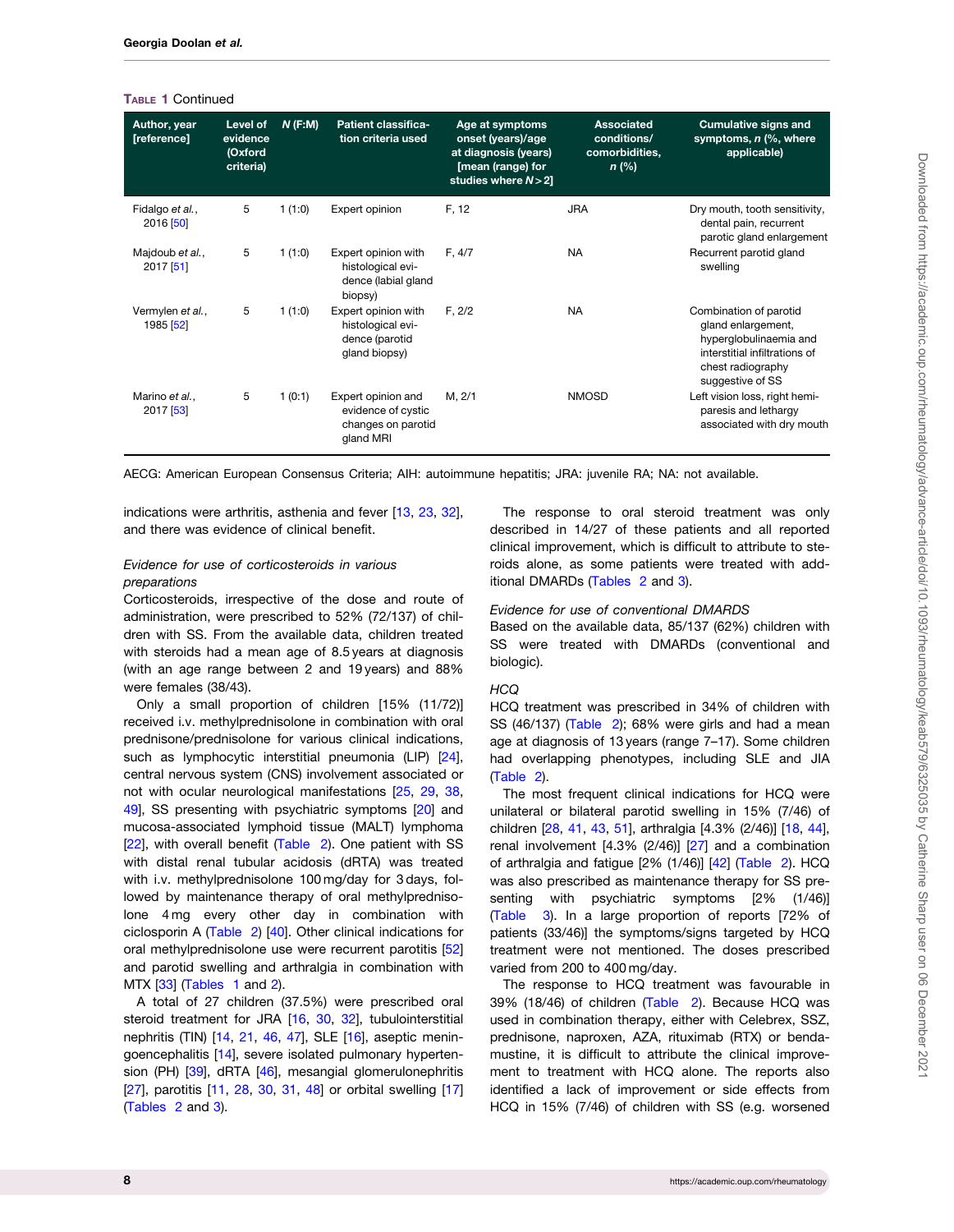Table 1 Continued

| Author, year [reference] | Level of evidence (Oxford criteria) | N (F:M) | Patient classification criteria used | Age at symptoms onset (years)/age at diagnosis (years) [mean (range) for studies where N > 2] | Associated conditions/ comorbidities, n (%) | Cumulative signs and symptoms, n (%, where applicable) |
|---|---|---|---|---|---|---|
| Fidalgo et al., 2016 [50] | 5 | 1 (1:0) | Expert opinion | F, 12 | JRA | Dry mouth, tooth sensitivity, dental pain, recurrent parotic gland enlargement |
| Majdoub et al., 2017 [51] | 5 | 1 (1:0) | Expert opinion with histological evidence (labial gland biopsy) | F, 4/7 | NA | Recurrent parotid gland swelling |
| Vermylen et al., 1985 [52] | 5 | 1 (1:0) | Expert opinion with histological evidence (parotid gland biopsy) | F, 2/2 | NA | Combination of parotid gland enlargement, hyperglobulinaemia and interstitial infiltrations of chest radiography suggestive of SS |
| Marino et al., 2017 [53] | 5 | 1 (0:1) | Expert opinion and evidence of cystic changes on parotid gland MRI | M, 2/1 | NMOSD | Left vision loss, right hemiparesis and lethargy associated with dry mouth |

AECG: American European Consensus Criteria; AIH: autoimmune hepatitis; JRA: juvenile RA; NA: not available.

indications were arthritis, asthenia and fever [13, 23, 32], and there was evidence of clinical benefit.

*Evidence for use of corticosteroids in various preparations*

Corticosteroids, irrespective of the dose and route of administration, were prescribed to 52% (72/137) of children with SS. From the available data, children treated with steroids had a mean age of 8.5 years at diagnosis (with an age range between 2 and 19 years) and 88% were females (38/43).

Only a small proportion of children [15% (11/72)] received i.v. methylprednisolone in combination with oral prednisone/prednisolone for various clinical indications, such as lymphocytic interstitial pneumonia (LIP) [24], central nervous system (CNS) involvement associated or not with ocular neurological manifestations [25, 29, 38, 49], SS presenting with psychiatric symptoms [20] and mucosa-associated lymphoid tissue (MALT) lymphoma [22], with overall benefit (Table 2). One patient with SS with distal renal tubular acidosis (dRTA) was treated with i.v. methylprednisolone 100 mg/day for 3 days, followed by maintenance therapy of oral methylprednisolone 4 mg every other day in combination with ciclosporin A (Table 2) [40]. Other clinical indications for oral methylprednisolone use were recurrent parotitis [52] and parotid swelling and arthralgia in combination with MTX [33] (Tables 1 and 2).

A total of 27 children (37.5%) were prescribed oral steroid treatment for JRA [16, 30, 32], tubulointerstitial nephritis (TIN) [14, 21, 46, 47], SLE [16], aseptic meningoencephalitis [14], severe isolated pulmonary hypertension (PH) [39], dRTA [46], mesangial glomerulonephritis [27], parotitis [11, 28, 30, 31, 48] or orbital swelling [17] (Tables 2 and 3).

The response to oral steroid treatment was only described in 14/27 of these patients and all reported clinical improvement, which is difficult to attribute to steroids alone, as some patients were treated with additional DMARDs (Tables 2 and 3).

*Evidence for use of conventional DMARDS*

Based on the available data, 85/137 (62%) children with SS were treated with DMARDs (conventional and biologic).

*HCQ*

HCQ treatment was prescribed in 34% of children with SS (46/137) (Table 2); 68% were girls and had a mean age at diagnosis of 13 years (range 7–17). Some children had overlapping phenotypes, including SLE and JIA (Table 2).

The most frequent clinical indications for HCQ were unilateral or bilateral parotid swelling in 15% (7/46) of children [28, 41, 43, 51], arthralgia [4.3% (2/46)] [18, 44], renal involvement [4.3% (2/46)] [27] and a combination of arthralgia and fatigue [2% (1/46)] [42] (Table 2). HCQ was also prescribed as maintenance therapy for SS presenting with psychiatric symptoms [2% (1/46)] (Table 3). In a large proportion of reports [72% of patients (33/46)] the symptoms/signs targeted by HCQ treatment were not mentioned. The doses prescribed varied from 200 to 400 mg/day.

The response to HCQ treatment was favourable in 39% (18/46) of children (Table 2). Because HCQ was used in combination therapy, either with Celebrex, SSZ, prednisone, naproxen, AZA, rituximab (RTX) or bendamustine, it is difficult to attribute the clinical improvement to treatment with HCQ alone. The reports also identified a lack of improvement or side effects from HCQ in 15% (7/46) of children with SS (e.g. worsened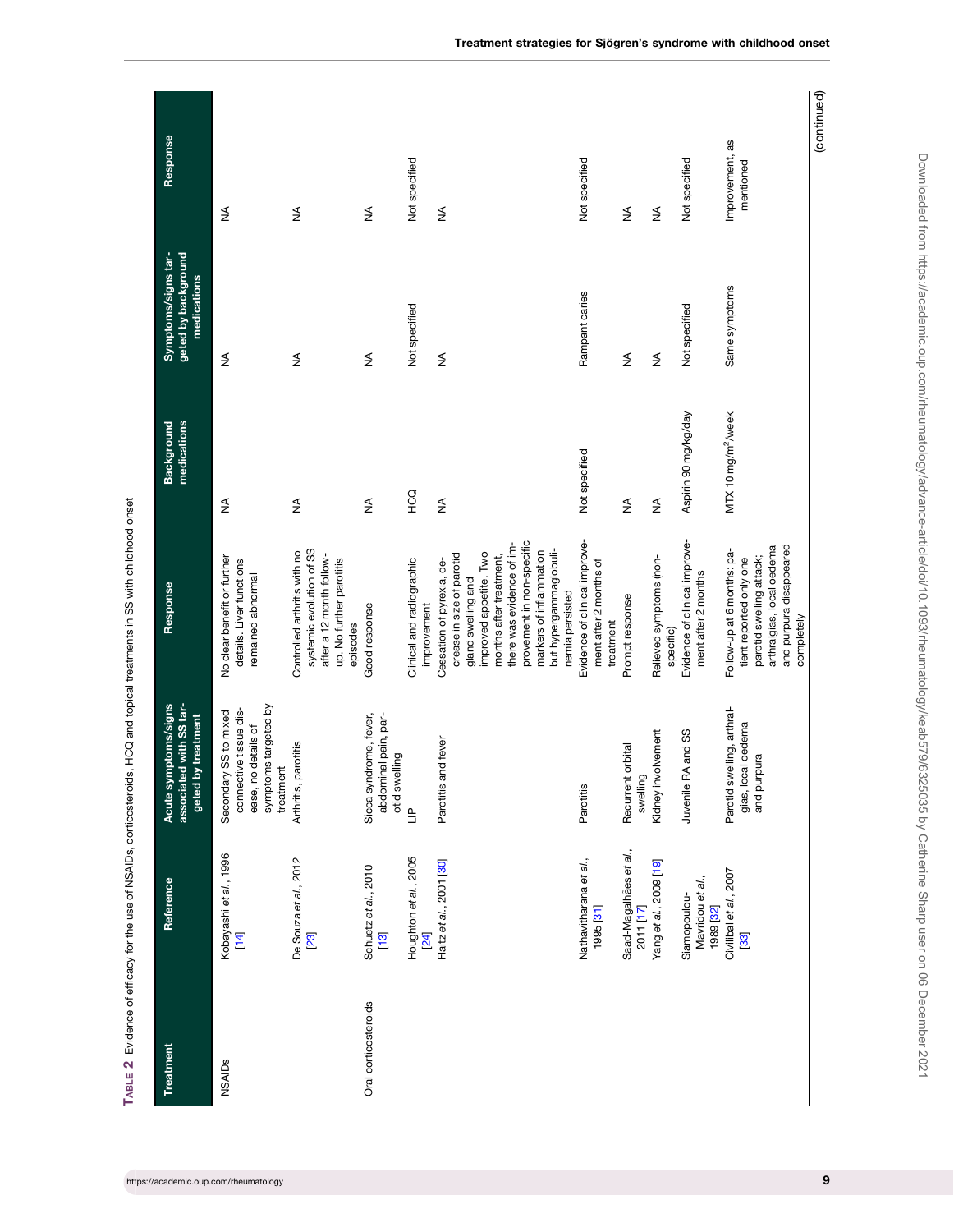TABLE 2 Evidence of efficacy for the use of NSAIDs, corticosteroids, HCQ and topical treatments in SS with childhood onset

| Treatment | Reference | Acute symptoms/signs associated with SS targeted by treatment | Response | Background medications | Symptoms/signs targeted by background medications | Response |
|---|---|---|---|---|---|---|
| NSAIDs | Kobayashi *et al.*, 1996 [14] | Secondary SS to mixed connective tissue disease, no details of symptoms targeted by treatment | No clear benefit or further details. Liver functions remained abnormal | NA | NA | NA |
| | De Souza *et al.*, 2012 [23] | Arthritis, parotitis | Controlled arthritis with no systemic evolution of SS after a 12 month follow-up. No further parotitis episodes | NA | NA | NA |
| Oral corticosteroids | Schuetz *et al.*, 2010 [13] | Sicca syndrome, fever, abdominal pain, parotid swelling | Good response | NA | NA | NA |
| | Houghton *et al.*, 2005 [24] | LIP | Clinical and radiographic improvement | HCQ | Not specified | Not specified |
| | Flaitz *et al.*, 2001 [30] | Parotitis and fever | Cessation of pyrexia, decrease in size of parotid gland swelling and improved appetite. Two months after treatment, there was evidence of improvement in non-specific markers of inflammation but hypergammaglobulinemia persisted | NA | NA | NA |
| | Nathavitharana *et al.*, 1995 [31] | Parotitis | Evidence of clinical improvement after 2 months of treatment | Not specified | Rampant caries | Not specified |
| | Saad-Magalhães *et al.*, 2011 [17] | Recurrent orbital swelling | Prompt response | NA | NA | NA |
| | Yang *et al.*, 2009 [19] | Kidney involvement | Relieved symptoms (non-specific) | NA | NA | NA |
| | Siamopoulou-Mavridou *et al.*, 1989 [32] | Juvenile RA and SS | Evidence of clinical improvement after 2 months | Aspirin 90 mg/kg/day | Not specified | Not specified |
| | Civilibal *et al.*, 2007 [33] | Parotid swelling, arthralgias, local oedema and purpura | Follow-up at 6 months: patient reported only one parotid swelling attack; arthralgias, local oedema and purpura disappeared completely | MTX 10 mg/m$^2$/week | Same symptoms | Improvement, as mentioned |

(continued)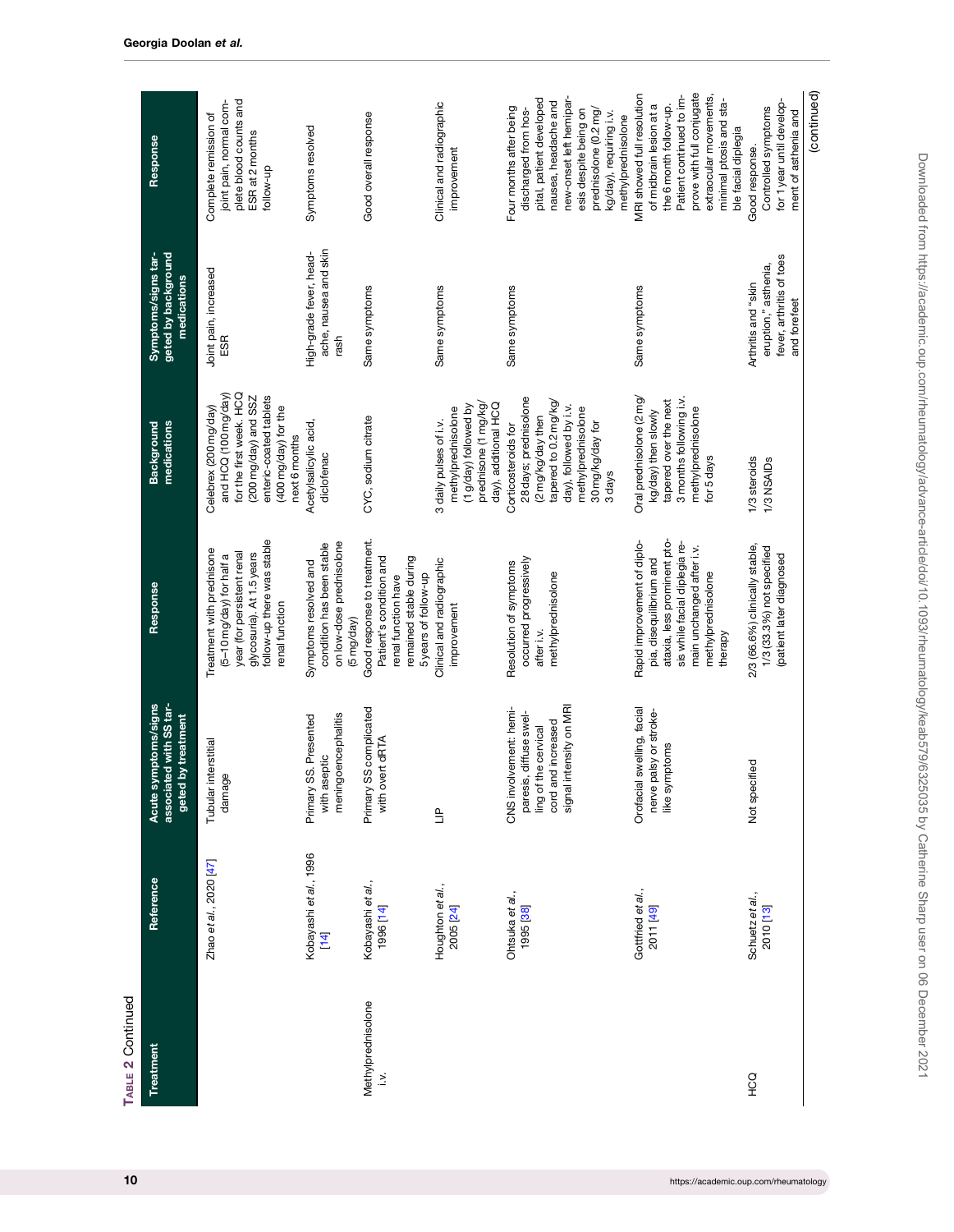Table 2 Continued

| Treatment | Reference | Acute symptoms/signs associated with SS targeted by treatment | Response | Background medications | Symptoms/signs targeted by background medications | Response |
|---|---|---|---|---|---|---|
| | Zhao et al., 2020 [47] | Tubular interstitial damage | Treatment with prednisone (5–10 mg/day) for half a year (for persistent renal glycosuria). At 1.5 years follow-up there was stable renal function | Celebrex (200 mg/day) and HCQ (100 mg/day) for the first week. HCQ (200 mg/day) and SSZ enteric-coated tablets (400 mg/day) for the next 6 months | Joint pain, increased ESR | Complete remission of joint pain, normal complete blood counts and ESR at 2 months follow-up |
| | Kobayashi et al., 1996 [14] | Primary SS. Presented with aseptic meningoencephalitis | Symptoms resolved and condition has been stable on low-dose prednisolone (5 mg/day) | Acetylsalicylic acid, diclofenac | High-grade fever, headache, nausea and skin rash | Symptoms resolved |
| Methylprednisolone i.v. | Kobayashi et al., 1996 [14] | Primary SS complicated with overt dRTA | Good response to treatment. Patient's condition and renal function have remained stable during 5 years of follow-up | CYC, sodium citrate | Same symptoms | Good overall response |
| | Houghton et al., 2005 [24] | LIP | Clinical and radiographic improvement | 3 daily pulses of i.v. methylprednisolone (1 g/day) followed by prednisone (1 mg/kg/day), additional HCQ | Same symptoms | Clinical and radiographic improvement |
| | Ohtsuka et al., 1995 [38] | CNS involvement: hemiparesis, diffuse swelling of the cervical cord and increased signal intensity on MRI | Resolution of symptoms occurred progressively after i.v. methylprednisolone | Corticosteroids for 28 days; prednisolone (2 mg/kg/day then tapered to 0.2 mg/kg/day), followed by i.v. methylprednisolone 30 mg/kg/day for 3 days | Same symptoms | Four months after being discharged from hospital, patient developed nausea, headache and new-onset left hemiparesis despite being on prednisolone (0.2 mg/kg/day), requiring i.v. methylprednisolone |
| | Gottfried et al., 2011 [49] | Orofacial swelling, facial nerve palsy or stroke-like symptoms | Rapid improvement of diplopia, disequilibrium and ataxia, less prominent ptosis while facial diplegia remain unchanged after i.v. methylprednisolone therapy | Oral prednisolone (2 mg/kg/day) then slowly tapered over the next 3 months following i.v. methylprednisolone for 5 days | Same symptoms | MRI showed full resolution of midbrain lesion at a the 6 month follow-up. Patient continued to improve with full conjugate extraocular movements, minimal ptosis and stable facial diplegia |
| HCQ | Schuetz et al., 2010 [13] | Not specified | 2/3 (66.6%) clinically stable, 1/3 (33.3%) not specified (patient later diagnosed | 1/3 steroids 1/3 NSAIDs | Arthritis and "skin eruption," asthenia, fever, arthritis of toes and forefeet | Good response. Controlled symptoms for 1 year until development of asthenia and |

(continued)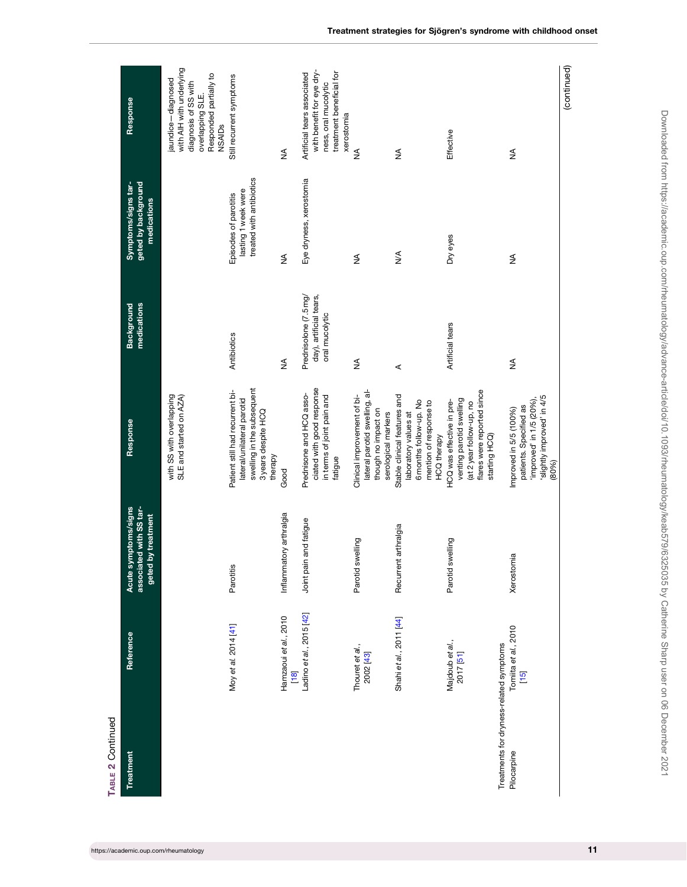**TABLE 2** Continued

| Treatment | Reference | Acute symptoms/signs associated with SS targeted by treatment | Response | Background medications | Symptoms/signs targeted by background medications | Response |
|---|---|---|---|---|---|---|
| | | | with SS with overlapping SLE and started on AZA) | | | jaundice—diagnosed with AIH with underlying diagnosis of SS with overlapping SLE. Responded partially to NSAIDs |
| | Moy *et al.* 2014 [41] | Parotitis | Patient still had recurrent bilateral/unilateral parotid swelling in the subsequent 3 years despite HCQ therapy | Antibiotics | Episodes of parotitis lasting 1 week were treated with antibiotics | Still recurrent symptoms |
| | Hamzaoui *et al.*, 2010 [18] | Inflammatory arthralgia | Good | NA | NA | NA |
| | Ladino *et al.*, 2015 [42] | Joint pain and fatigue | Prednisone and HCQ associated with good response in terms of joint pain and fatigue | Prednisolone (7.5 mg/day), artificial tears, oral mucolytic | Eye dryness, xerostomia | Artificial tears associated with benefit for eye dryness, oral mucolytic treatment beneficial for xerostomia |
| | Thouret *et al.*, 2002 [43] | Parotid swelling | Clinical improvement of bilateral parotid swelling, although no impact on serological markers | NA | NA | NA |
| | Shahi *et al.*, 2011 [44] | Recurrent arthralgia | Stable clinical features and laboratory values at 6 months follow-up. No mention of response to HCQ therapy | A | N/A | NA |
| | Majdoub *et al.*, 2017 [51] | Parotid swelling | HCQ was effective in preventing parotid swelling (at 2 year follow-up, no flares were reported since starting HCQ) | Artificial tears | Dry eyes | Effective |
| Treatments for dryness-related symptoms | | | | | | |
| Pilocarpine | Tomiita *et al.*, 2010 [15] | Xerostomia | Improved in 5/5 (100%) patients. Specified as 'improved' in 1/5 (20%), 'slightly improved' in 4/5 (80%) | NA | NA | NA |

(continued)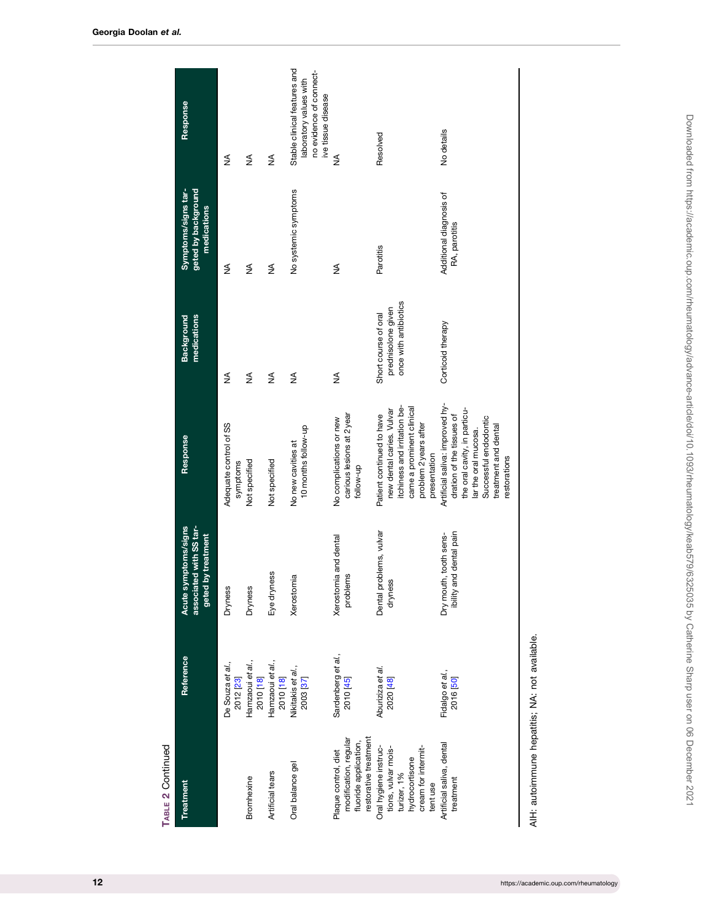TABLE 2 Continued

| Treatment | Reference | Acute symptoms/signs associated with SS targeted by treatment | Response | Background medications | Symptoms/signs targeted by background medications | Response |
|---|---|---|---|---|---|---|
| | De Souza *et al.*, 2012 [23] | Dryness | Adequate control of SS symptoms | NA | NA | NA |
| Bromhexine | Hamzaoui *et al.*, 2010 [18] | Dryness | Not specified | NA | NA | NA |
| Artificial tears | Hamzaoui *et al.*, 2010 [18] | Eye dryness | Not specified | NA | NA | NA |
| Oral balance gel | Nikitakis *et al.*, 2003 [37] | Xerostomia | No new cavities at 10 months follow-up | NA | No systemic symptoms | Stable clinical features and laboratory values with no evidence of connective tissue disease |
| Plaque control, diet modification, regular fluoride application, restorative treatment | Sardenberg *et al.*, 2010 [45] | Xerostomia and dental problems | No complications or new carious lesions at 2 year follow-up | NA | NA | NA |
| Oral hygiene instructions, vulvar moisturizer, 1% hydrocortisone cream for intermittent use | Aburiziza *et al.* 2020 [48] | Dental problems, vulvar dryness | Patient continued to have new dental caries. Vulvar itchiness and irritation became a prominent clinical problem 2 years after presentation | Short course of oral prednisolone given once with antibiotics | Parotitis | Resolved |
| Artificial saliva, dental treatment | Fidalgo *et al.*, 2016 [50] | Dry mouth, tooth sensibility and dental pain | Artificial saliva: improved hydration of the tissues of the oral cavity, in particular the oral mucosa. Successful endodontic treatment and dental restorations | Corticoid therapy | Additional diagnosis of RA, parotitis | No details |

AIH: autoimmune hepatitis; NA: not available.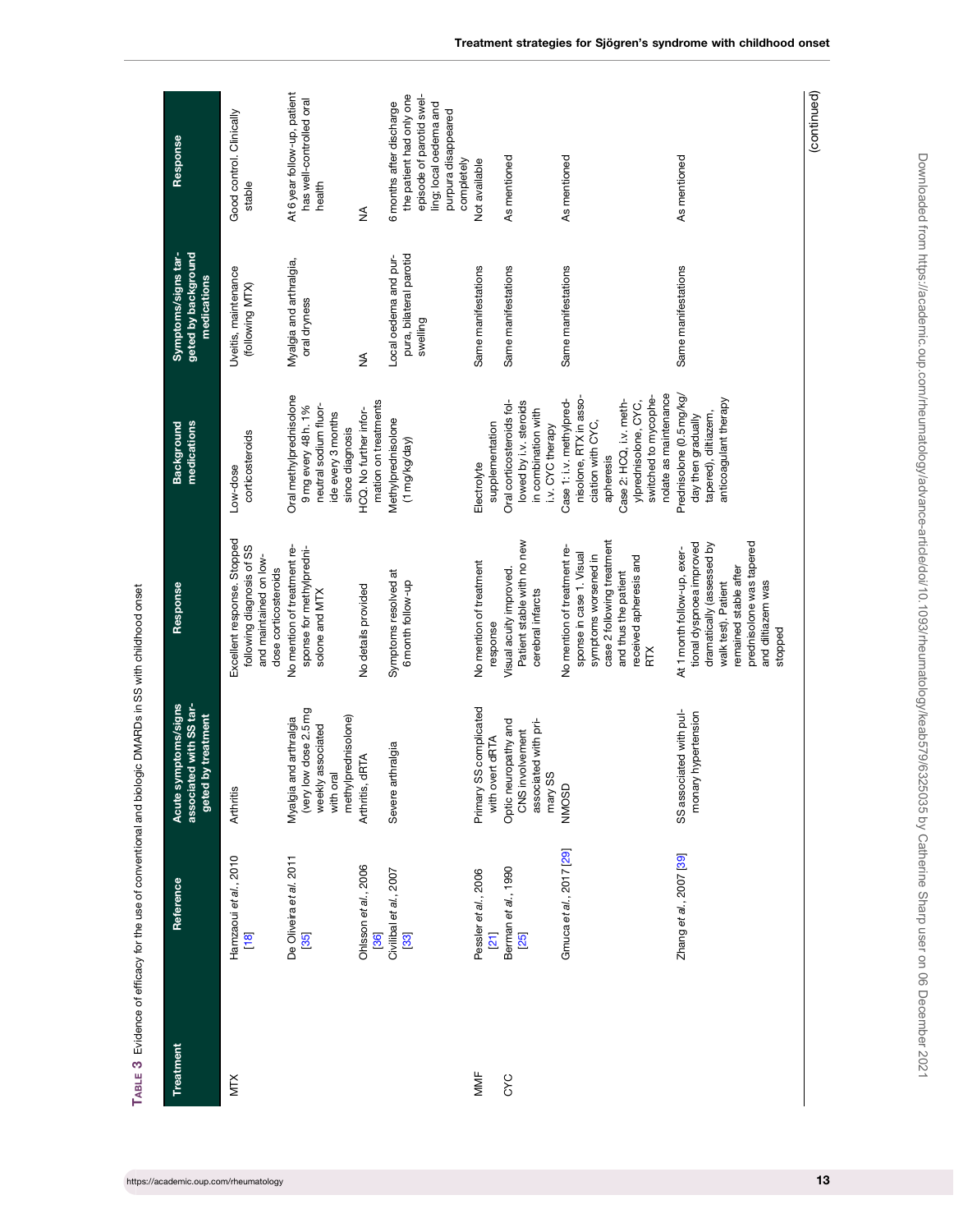Table 3 Evidence of efficacy for the use of conventional and biologic DMARDs in SS with childhood onset

| Treatment | Reference | Acute symptoms/signs associated with SS targeted by treatment | Response | Background medications | Symptoms/signs targeted by background medications | Response |
|---|---|---|---|---|---|---|
| MTX | Hamzaoui *et al.*, 2010 [18] | Arthritis | Excellent response. Stopped following diagnosis of SS and maintained on low-dose corticosteroids | Low-dose corticosteroids | Uveitis, maintenance (following MTX) | Good control. Clinically stable |
| | De Oliveira *et al.* 2011 [35] | Myalgia and arthralgia (very low dose 2.5 mg weekly associated with oral methylprednisolone) | No mention of treatment response for methylprednisolone and MTX | Oral methylprednisolone 9 mg every 48 h. 1% neutral sodium fluoride every 3 months since diagnosis | Myalgia and arthralgia, oral dryness | At 6 year follow-up, patient has well-controlled oral health |
| | Ohlsson *et al.*, 2006 [36] | Arthritis, dRTA | No details provided | HCQ. No further information on treatments | NA | NA |
| | Civilibal *et al.*, 2007 [33] | Severe arthralgia | Symptoms resolved at 6 month follow-up | Methylprednisolone (1 mg/kg/day) | Local oedema and purpura, bilateral parotid swelling | 6 months after discharge the patient had only one episode of parotid swelling; local oedema and purpura disappeared completely |
| MMF | Pessler *et al.*, 2006 [21] | Primary SS complicated with overt dRTA | No mention of treatment response | Electrolyte supplementation | Same manifestations | Not available |
| CYC | Berman *et al.*, 1990 [25] | Optic neuropathy and CNS involvement associated with primary SS | Visual acuity improved. Patient stable with no new cerebral infarcts | Oral corticosteroids followed by i.v. steroids in combination with i.v. CYC therapy | Same manifestations | As mentioned |
| | Gmuca *et al.*, 2017 [29] | NMOSD | No mention of treatment response in case 1. Visual symptoms worsened in case 2 following treatment and thus the patient received apheresis and RTX | Case 1: i.v. methylprednisolone, RTX in association with CYC, apheresis<br>Case 2: HCQ, i.v. methylprednisolone, CYC, switched to mycophenolate as maintenance | Same manifestations | As mentioned |
| | Zhang *et al.*, 2007 [39] | SS associated with pulmonary hypertension | At 1 month follow-up, exertional dyspnoea improved dramatically (assessed by walk test). Patient remained stable after prednisolone was tapered and diltiazem was stopped | Prednisolone (0.5 mg/kg/day then gradually tapered), diltiazem, anticoagulant therapy | Same manifestations | As mentioned |

(continued)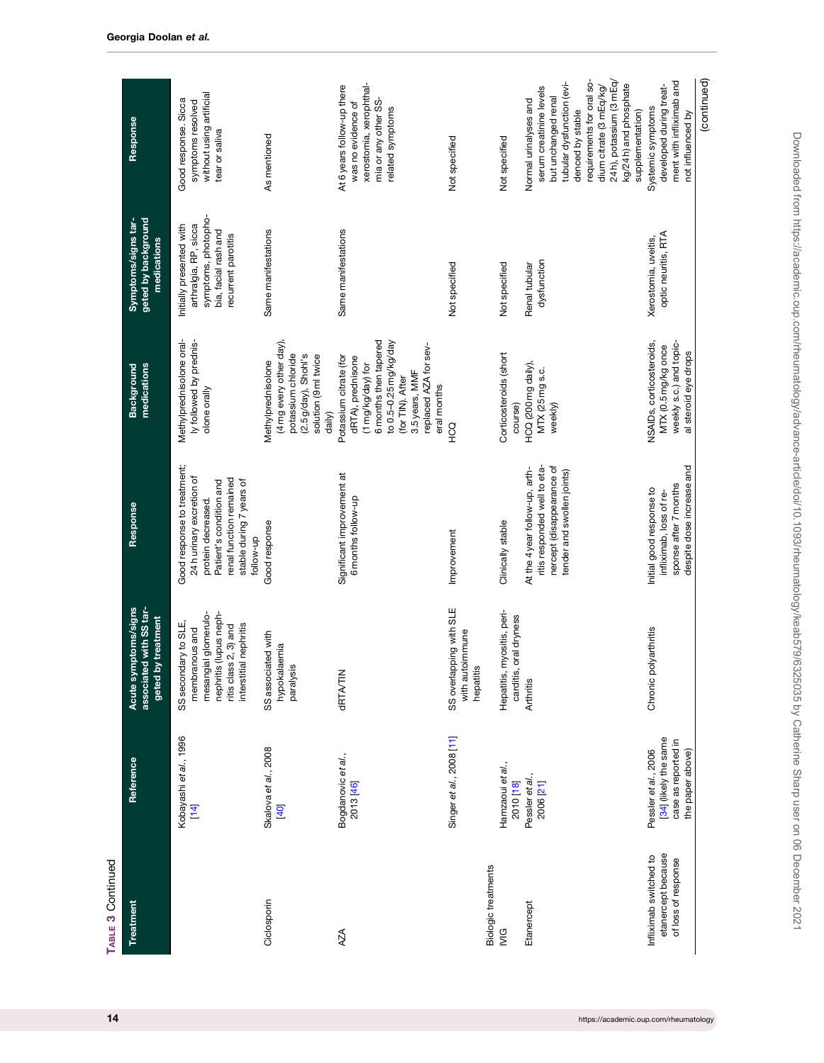Table 3 Continued

| Treatment | Reference | Acute symptoms/signs associated with SS targeted by treatment | Response | Background medications | Symptoms/signs targeted by background medications | Response |
|---|---|---|---|---|---|---|
| | Kobayashi *et al.*, 1996 [14] | SS secondary to SLE, membranous and mesangial glomerulonephritis (lupus nephritis class 2, 3) and interstitial nephritis | Good response to treatment; 24 h urinary excretion of protein decreased. Patient's condition and renal function remained stable during 7 years of follow-up | Methylprednisolone orally followed by prednisolone orally | Initially presented with arthralgia, RP, sicca symptoms, photophobia, facial rash and recurrent parotitis | Good response. Sicca symptoms resolved without using artificial tear or saliva |
| Ciclosporin | Skalova *et al.*, 2008 [40] | SS associated with hypokalaemia paralysis | Good response | Methylprednisolone (4 mg every other day), potassium chloride (2.5 g/day), Shohl's solution (9 ml twice daily) | Same manifestations | As mentioned |
| AZA | Bogdanovic *et al.*, 2013 [46] | dRTA/TIN | Significant improvement at 6 months follow-up | Potassium citrate (for dRTA), prednisone (1 mg/kg/day) for 6 months then tapered to 0.5–0.25 mg/kg/day (for TIN). After 3.5 years, MMF replaced AZA for several months | Same manifestations | At 6 years follow-up there was no evidence of xerostomia, xerophthalmia or any other SS-related symptoms |
| | Singer *et al.*, 2008 [11] | SS overlapping with SLE with autoimmune hepatitis | Improvement | HCQ | Not specified | Not specified |
| Biologic treatments | | | | | | |
| IVIG | Hamzaoui *et al.*, 2010 [18] | Hepatitis, myositis, pericarditis, oral dryness | Clinically stable | Corticosteroids (short course) | Not specified | Not specified |
| Etanercept | Pessler *et al.*, 2006 [21] | Arthritis | At the 4 year follow-up, arthritis responded well to etanercept (disappearance of tender and swollen joints) | HCQ (200 mg daily), MTX (25 mg s.c. weekly) | Renal tubular dysfunction | Normal urinalyses and serum creatinine levels but unchanged renal tubular dysfunction (evidenced by stable requirements for oral sodium citrate (3 mEq/kg/24 h), potassium (3 mEq/kg/24 h) and phosphate supplementation) |
| Infliximab switched to etanercept because of loss of response | Pessler *et al.*, 2006 [34] (likely the same case as reported in the paper above) | Chronic polyarthritis | Initial good response to infliximab, loss of response after 7 months despite dose increase and | NSAIDs, corticosteroids, MTX (0.5 mg/kg once weekly s.c.) and topical steroid eye drops | Xerostomia, uveitis, optic neuritis, RTA | Systemic symptoms developed during treatment with infliximab and not influenced by |

(continued)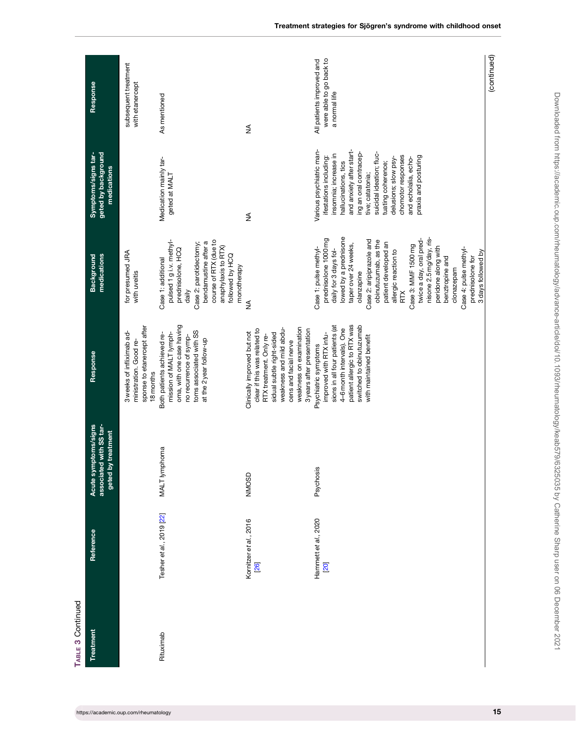**Table 3** Continued

| Treatment | Reference | Acute symptoms/signs associated with SS targeted by treatment | Response | Background medications | Symptoms/signs targeted by background medications | Response |
|---|---|---|---|---|---|---|
| | | | 3 weeks of infliximab administration. Good response to etanercept after 18 months | for presumed JRA with uveitis | | subsequent treatment with etanercept |
| Rituximab | Tesher *et al.*, 2019 [22] | MALT lymphoma | Both patients achieved remission of MALT lymphoma, with one case having no recurrence of symptoms associated with SS at the 2 year follow-up | Case 1: additional pulsed 1 g i.v. methylprednisolone, HCQ daily<br>Case 2: parotidectomy; bendamustine after a course of RTX (due to anaphylaxis to RTX) followed by HCQ monotherapy | Medication mainly targeted at MALT | As mentioned |
| | Kornitzer *et al.*, 2016 [26] | NMOSD | Clinically improved but not clear if this was related to RTX treatment. Only residual subtle right-sided weakness and mild abducens and facial nerve weakness on examination 3 years after presentation | NA | NA | NA |
| | Hammett *et al.*, 2020 [20] | Psychosis | Psychiatric symptoms improved with RTX infusions in all four patients (at 4–6 month intervals). One patient allergic to RTX was switched to obinutuzumab with maintained benefit | Case 1: pulse methylprednisolone 1000 mg daily for 3 days followed by a prednisone taper over 24 weeks, olanzapine<br>Case 2: aripiprazole and obinutuzumab, as the patient developed an allergic reaction to RTX<br>Case 3: MMF 1500 mg twice a day, oral prednisone 2.5 mg/day, risperidone along with benztropine and clonazepam<br>Case 4: pulse methylprednisolone for 3 days followed by | Various psychiatric manifestations including: insomnia; increase in hallucinations, tics and anxiety after starting an oral contraceptive; catatonia; suicidal ideation; fluctuating coherence; delusions; slow psychomotor responses and echolalia, echopraxia and posturing | All patients improved and were able to go back to a normal life |

(continued)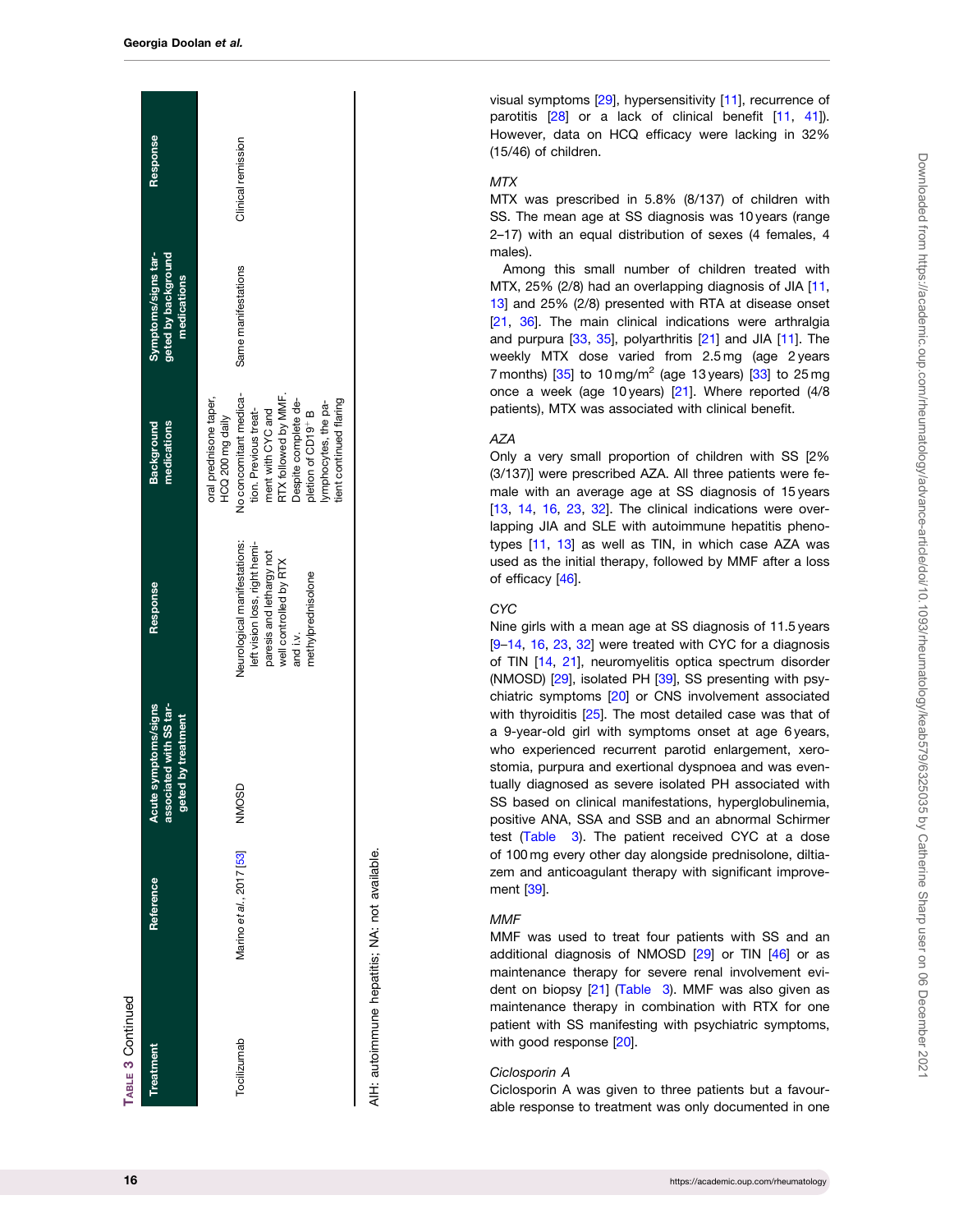Table 3 Continued

| Treatment | Reference | Acute symptoms/signs associated with SS targeted by treatment | Response | Background medications | Symptoms/signs targeted by background medications | Response |
|---|---|---|---|---|---|---|
| | | | | oral prednisone taper, HCQ 200 mg daily | | |
| Tocilizumab | Marino *et al.*, 2017 [53] | NMOSD | Neurological manifestations: left vision loss, right hemiparesis and lethargy not well controlled by RTX and i.v. methylprednisolone | No concomitant medication. Previous treatment with CYC and RTX followed by MMF. Despite complete depletion of CD19+ B lymphocytes, the patient continued flaring | Same manifestations | Clinical remission |

AIH: autoimmune hepatitis; NA: not available.

visual symptoms [29], hypersensitivity [11], recurrence of parotitis [28] or a lack of clinical benefit [11, 41]). However, data on HCQ efficacy were lacking in 32% (15/46) of children.

### *MTX*

MTX was prescribed in 5.8% (8/137) of children with SS. The mean age at SS diagnosis was 10 years (range 2–17) with an equal distribution of sexes (4 females, 4 males).

Among this small number of children treated with MTX, 25% (2/8) had an overlapping diagnosis of JIA [11, 13] and 25% (2/8) presented with RTA at disease onset [21, 36]. The main clinical indications were arthralgia and purpura [33, 35], polyarthritis [21] and JIA [11]. The weekly MTX dose varied from 2.5 mg (age 2 years 7 months) [35] to 10 mg/m$^2$ (age 13 years) [33] to 25 mg once a week (age 10 years) [21]. Where reported (4/8 patients), MTX was associated with clinical benefit.

### *AZA*

Only a very small proportion of children with SS [2% (3/137)] were prescribed AZA. All three patients were female with an average age at SS diagnosis of 15 years [13, 14, 16, 23, 32]. The clinical indications were overlapping JIA and SLE with autoimmune hepatitis phenotypes [11, 13] as well as TIN, in which case AZA was used as the initial therapy, followed by MMF after a loss of efficacy [46].

### *CYC*

Nine girls with a mean age at SS diagnosis of 11.5 years [9–14, 16, 23, 32] were treated with CYC for a diagnosis of TIN [14, 21], neuromyelitis optica spectrum disorder (NMOSD) [29], isolated PH [39], SS presenting with psychiatric symptoms [20] or CNS involvement associated with thyroiditis [25]. The most detailed case was that of a 9-year-old girl with symptoms onset at age 6 years, who experienced recurrent parotid enlargement, xerostomia, purpura and exertional dyspnoea and was eventually diagnosed as severe isolated PH associated with SS based on clinical manifestations, hyperglobulinemia, positive ANA, SSA and SSB and an abnormal Schirmer test (Table 3). The patient received CYC at a dose of 100 mg every other day alongside prednisolone, diltiazem and anticoagulant therapy with significant improvement [39].

### *MMF*

MMF was used to treat four patients with SS and an additional diagnosis of NMOSD [29] or TIN [46] or as maintenance therapy for severe renal involvement evident on biopsy [21] (Table 3). MMF was also given as maintenance therapy in combination with RTX for one patient with SS manifesting with psychiatric symptoms, with good response [20].

### *Ciclosporin A*

Ciclosporin A was given to three patients but a favourable response to treatment was only documented in one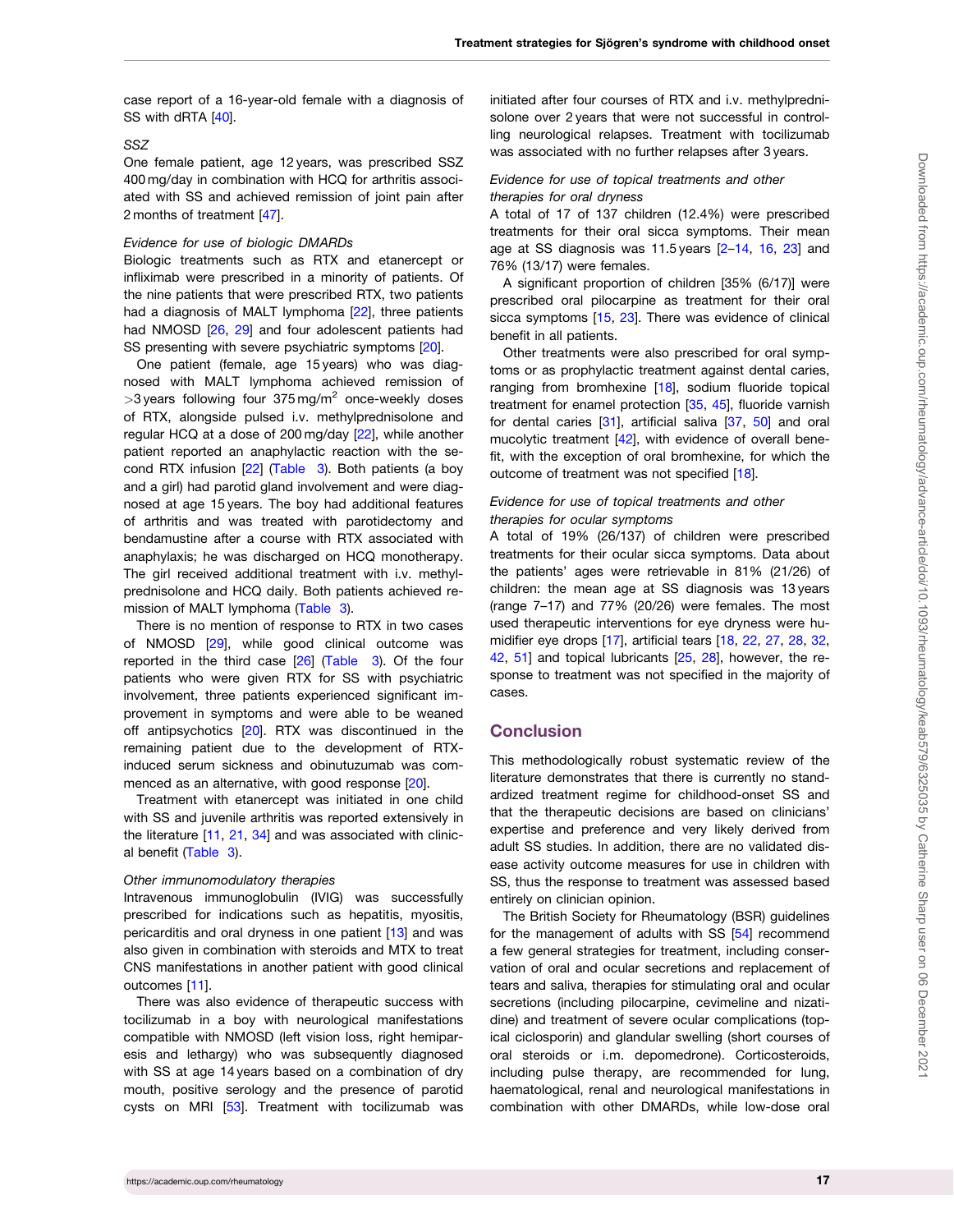case report of a 16-year-old female with a diagnosis of SS with dRTA [40].

*SSZ*

One female patient, age 12 years, was prescribed SSZ 400 mg/day in combination with HCQ for arthritis associated with SS and achieved remission of joint pain after 2 months of treatment [47].

*Evidence for use of biologic DMARDs*

Biologic treatments such as RTX and etanercept or infliximab were prescribed in a minority of patients. Of the nine patients that were prescribed RTX, two patients had a diagnosis of MALT lymphoma [22], three patients had NMOSD [26, 29] and four adolescent patients had SS presenting with severe psychiatric symptoms [20].

One patient (female, age 15 years) who was diagnosed with MALT lymphoma achieved remission of >3 years following four 375 mg/m$^2$ once-weekly doses of RTX, alongside pulsed i.v. methylprednisolone and regular HCQ at a dose of 200 mg/day [22], while another patient reported an anaphylactic reaction with the second RTX infusion [22] (Table 3). Both patients (a boy and a girl) had parotid gland involvement and were diagnosed at age 15 years. The boy had additional features of arthritis and was treated with parotidectomy and bendamustine after a course with RTX associated with anaphylaxis; he was discharged on HCQ monotherapy. The girl received additional treatment with i.v. methylprednisolone and HCQ daily. Both patients achieved remission of MALT lymphoma (Table 3).

There is no mention of response to RTX in two cases of NMOSD [29], while good clinical outcome was reported in the third case [26] (Table 3). Of the four patients who were given RTX for SS with psychiatric involvement, three patients experienced significant improvement in symptoms and were able to be weaned off antipsychotics [20]. RTX was discontinued in the remaining patient due to the development of RTX-induced serum sickness and obinutuzumab was commenced as an alternative, with good response [20].

Treatment with etanercept was initiated in one child with SS and juvenile arthritis was reported extensively in the literature [11, 21, 34] and was associated with clinical benefit (Table 3).

*Other immunomodulatory therapies*

Intravenous immunoglobulin (IVIG) was successfully prescribed for indications such as hepatitis, myositis, pericarditis and oral dryness in one patient [13] and was also given in combination with steroids and MTX to treat CNS manifestations in another patient with good clinical outcomes [11].

There was also evidence of therapeutic success with tocilizumab in a boy with neurological manifestations compatible with NMOSD (left vision loss, right hemiparesis and lethargy) who was subsequently diagnosed with SS at age 14 years based on a combination of dry mouth, positive serology and the presence of parotid cysts on MRI [53]. Treatment with tocilizumab was initiated after four courses of RTX and i.v. methylprednisolone over 2 years that were not successful in controlling neurological relapses. Treatment with tocilizumab was associated with no further relapses after 3 years.

*Evidence for use of topical treatments and other therapies for oral dryness*

A total of 17 of 137 children (12.4%) were prescribed treatments for their oral sicca symptoms. Their mean age at SS diagnosis was 11.5 years [2–14, 16, 23] and 76% (13/17) were females.

A significant proportion of children [35% (6/17)] were prescribed oral pilocarpine as treatment for their oral sicca symptoms [15, 23]. There was evidence of clinical benefit in all patients.

Other treatments were also prescribed for oral symptoms or as prophylactic treatment against dental caries, ranging from bromhexine [18], sodium fluoride topical treatment for enamel protection [35, 45], fluoride varnish for dental caries [31], artificial saliva [37, 50] and oral mucolytic treatment [42], with evidence of overall benefit, with the exception of oral bromhexine, for which the outcome of treatment was not specified [18].

*Evidence for use of topical treatments and other therapies for ocular symptoms*

A total of 19% (26/137) of children were prescribed treatments for their ocular sicca symptoms. Data about the patients' ages were retrievable in 81% (21/26) of children: the mean age at SS diagnosis was 13 years (range 7–17) and 77% (20/26) were females. The most used therapeutic interventions for eye dryness were humidifier eye drops [17], artificial tears [18, 22, 27, 28, 32, 42, 51] and topical lubricants [25, 28], however, the response to treatment was not specified in the majority of cases.

## Conclusion

This methodologically robust systematic review of the literature demonstrates that there is currently no standardized treatment regime for childhood-onset SS and that the therapeutic decisions are based on clinicians' expertise and preference and very likely derived from adult SS studies. In addition, there are no validated disease activity outcome measures for use in children with SS, thus the response to treatment was assessed based entirely on clinician opinion.

The British Society for Rheumatology (BSR) guidelines for the management of adults with SS [54] recommend a few general strategies for treatment, including conservation of oral and ocular secretions and replacement of tears and saliva, therapies for stimulating oral and ocular secretions (including pilocarpine, cevimeline and nizatidine) and treatment of severe ocular complications (topical ciclosporin) and glandular swelling (short courses of oral steroids or i.m. depomedrone). Corticosteroids, including pulse therapy, are recommended for lung, haematological, renal and neurological manifestations in combination with other DMARDs, while low-dose oral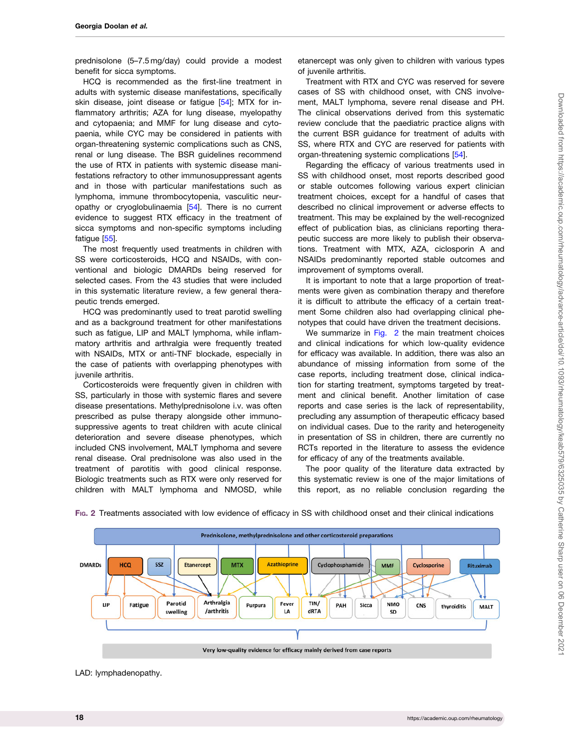prednisolone (5–7.5 mg/day) could provide a modest benefit for sicca symptoms.

HCQ is recommended as the first-line treatment in adults with systemic disease manifestations, specifically skin disease, joint disease or fatigue [54]; MTX for inflammatory arthritis; AZA for lung disease, myelopathy and cytopaenia; and MMF for lung disease and cytopaenia, while CYC may be considered in patients with organ-threatening systemic complications such as CNS, renal or lung disease. The BSR guidelines recommend the use of RTX in patients with systemic disease manifestations refractory to other immunosuppressant agents and in those with particular manifestations such as lymphoma, immune thrombocytopenia, vasculitic neuropathy or cryoglobulinaemia [54]. There is no current evidence to suggest RTX efficacy in the treatment of sicca symptoms and non-specific symptoms including fatigue [55].

The most frequently used treatments in children with SS were corticosteroids, HCQ and NSAIDs, with conventional and biologic DMARDs being reserved for selected cases. From the 43 studies that were included in this systematic literature review, a few general therapeutic trends emerged.

HCQ was predominantly used to treat parotid swelling and as a background treatment for other manifestations such as fatigue, LIP and MALT lymphoma, while inflammatory arthritis and arthralgia were frequently treated with NSAIDs, MTX or anti-TNF blockade, especially in the case of patients with overlapping phenotypes with juvenile arthritis.

Corticosteroids were frequently given in children with SS, particularly in those with systemic flares and severe disease presentations. Methylprednisolone i.v. was often prescribed as pulse therapy alongside other immunosuppressive agents to treat children with acute clinical deterioration and severe disease phenotypes, which included CNS involvement, MALT lymphoma and severe renal disease. Oral prednisolone was also used in the treatment of parotitis with good clinical response. Biologic treatments such as RTX were only reserved for children with MALT lymphoma and NMOSD, while etanercept was only given to children with various types of juvenile arthritis.

Treatment with RTX and CYC was reserved for severe cases of SS with childhood onset, with CNS involvement, MALT lymphoma, severe renal disease and PH. The clinical observations derived from this systematic review conclude that the paediatric practice aligns with the current BSR guidance for treatment of adults with SS, where RTX and CYC are reserved for patients with organ-threatening systemic complications [54].

Regarding the efficacy of various treatments used in SS with childhood onset, most reports described good or stable outcomes following various expert clinician treatment choices, except for a handful of cases that described no clinical improvement or adverse effects to treatment. This may be explained by the well-recognized effect of publication bias, as clinicians reporting therapeutic success are more likely to publish their observations. Treatment with MTX, AZA, ciclosporin A and NSAIDs predominantly reported stable outcomes and improvement of symptoms overall.

It is important to note that a large proportion of treatments were given as combination therapy and therefore it is difficult to attribute the efficacy of a certain treatment Some children also had overlapping clinical phenotypes that could have driven the treatment decisions.

We summarize in Fig. 2 the main treatment choices and clinical indications for which low-quality evidence for efficacy was available. In addition, there was also an abundance of missing information from some of the case reports, including treatment dose, clinical indication for starting treatment, symptoms targeted by treatment and clinical benefit. Another limitation of case reports and case series is the lack of representability, precluding any assumption of therapeutic efficacy based on individual cases. Due to the rarity and heterogeneity in presentation of SS in children, there are currently no RCTs reported in the literature to assess the evidence for efficacy of any of the treatments available.

The poor quality of the literature data extracted by this systematic review is one of the major limitations of this report, as no reliable conclusion regarding the

Fig. 2 Treatments associated with low evidence of efficacy in SS with childhood onset and their clinical indications

LAD: lymphadenopathy.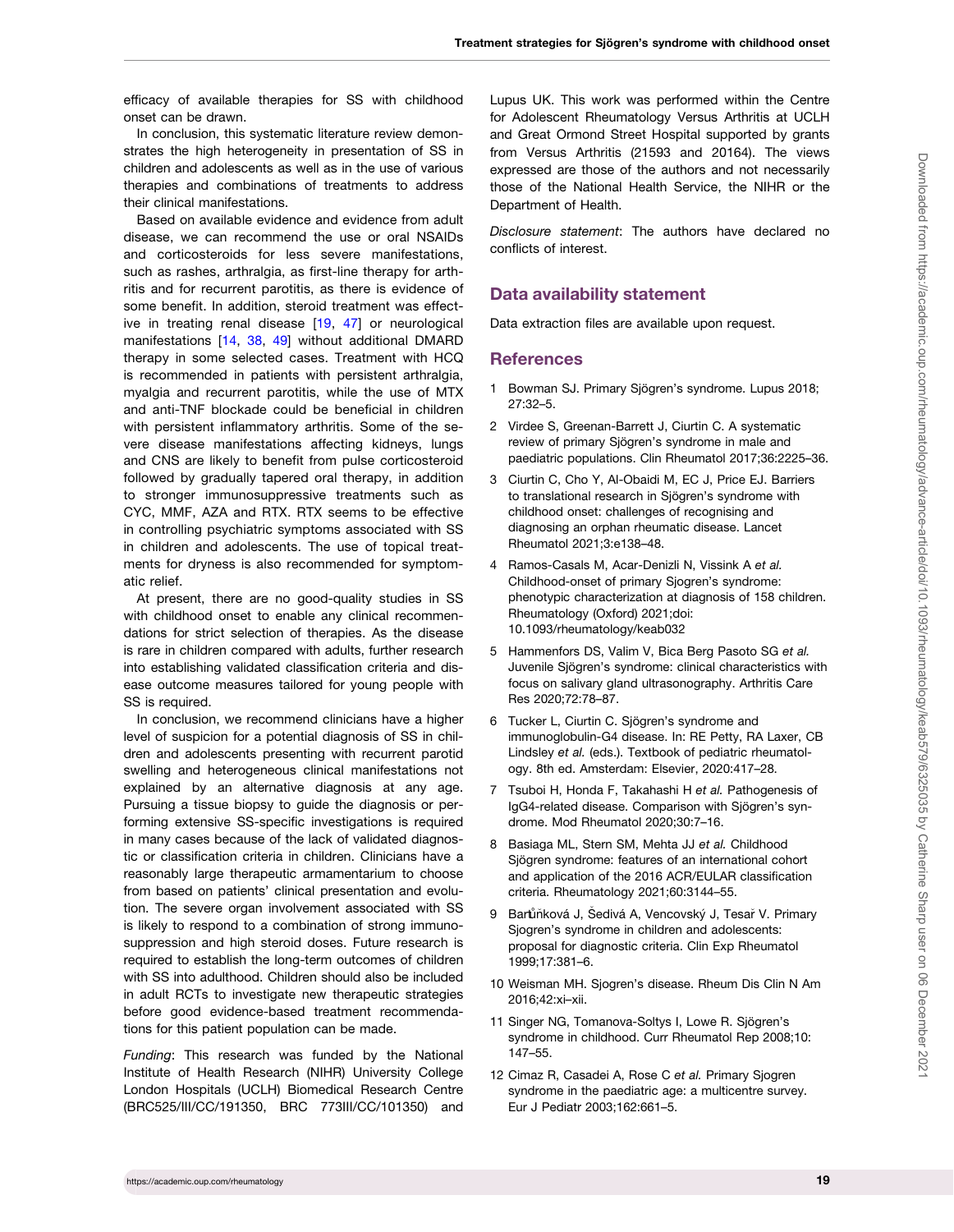efficacy of available therapies for SS with childhood onset can be drawn.

In conclusion, this systematic literature review demonstrates the high heterogeneity in presentation of SS in children and adolescents as well as in the use of various therapies and combinations of treatments to address their clinical manifestations.

Based on available evidence and evidence from adult disease, we can recommend the use or oral NSAIDs and corticosteroids for less severe manifestations, such as rashes, arthralgia, as first-line therapy for arthritis and for recurrent parotitis, as there is evidence of some benefit. In addition, steroid treatment was effective in treating renal disease [19, 47] or neurological manifestations [14, 38, 49] without additional DMARD therapy in some selected cases. Treatment with HCQ is recommended in patients with persistent arthralgia, myalgia and recurrent parotitis, while the use of MTX and anti-TNF blockade could be beneficial in children with persistent inflammatory arthritis. Some of the severe disease manifestations affecting kidneys, lungs and CNS are likely to benefit from pulse corticosteroid followed by gradually tapered oral therapy, in addition to stronger immunosuppressive treatments such as CYC, MMF, AZA and RTX. RTX seems to be effective in controlling psychiatric symptoms associated with SS in children and adolescents. The use of topical treatments for dryness is also recommended for symptomatic relief.

At present, there are no good-quality studies in SS with childhood onset to enable any clinical recommendations for strict selection of therapies. As the disease is rare in children compared with adults, further research into establishing validated classification criteria and disease outcome measures tailored for young people with SS is required.

In conclusion, we recommend clinicians have a higher level of suspicion for a potential diagnosis of SS in children and adolescents presenting with recurrent parotid swelling and heterogeneous clinical manifestations not explained by an alternative diagnosis at any age. Pursuing a tissue biopsy to guide the diagnosis or performing extensive SS-specific investigations is required in many cases because of the lack of validated diagnostic or classification criteria in children. Clinicians have a reasonably large therapeutic armamentarium to choose from based on patients' clinical presentation and evolution. The severe organ involvement associated with SS is likely to respond to a combination of strong immunosuppression and high steroid doses. Future research is required to establish the long-term outcomes of children with SS into adulthood. Children should also be included in adult RCTs to investigate new therapeutic strategies before good evidence-based treatment recommendations for this patient population can be made.

*Funding*: This research was funded by the National Institute of Health Research (NIHR) University College London Hospitals (UCLH) Biomedical Research Centre (BRC525/III/CC/191350, BRC 773III/CC/101350) and Lupus UK. This work was performed within the Centre for Adolescent Rheumatology Versus Arthritis at UCLH and Great Ormond Street Hospital supported by grants from Versus Arthritis (21593 and 20164). The views expressed are those of the authors and not necessarily those of the National Health Service, the NIHR or the Department of Health.

*Disclosure statement*: The authors have declared no conflicts of interest.

## Data availability statement

Data extraction files are available upon request.

## References

1 Bowman SJ. Primary Sjögren's syndrome. Lupus 2018; 27:32–5.

2 Virdee S, Greenan-Barrett J, Ciurtin C. A systematic review of primary Sjögren's syndrome in male and paediatric populations. Clin Rheumatol 2017;36:2225–36.

3 Ciurtin C, Cho Y, Al-Obaidi M, EC J, Price EJ. Barriers to translational research in Sjögren's syndrome with childhood onset: challenges of recognising and diagnosing an orphan rheumatic disease. Lancet Rheumatol 2021;3:e138–48.

4 Ramos-Casals M, Acar-Denizli N, Vissink A *et al.* Childhood-onset of primary Sjogren's syndrome: phenotypic characterization at diagnosis of 158 children. Rheumatology (Oxford) 2021;doi: 10.1093/rheumatology/keab032

5 Hammenfors DS, Valim V, Bica Berg Pasoto SG *et al.* Juvenile Sjögren's syndrome: clinical characteristics with focus on salivary gland ultrasonography. Arthritis Care Res 2020;72:78–87.

6 Tucker L, Ciurtin C. Sjögren's syndrome and immunoglobulin-G4 disease. In: RE Petty, RA Laxer, CB Lindsley *et al.* (eds.). Textbook of pediatric rheumatology. 8th ed. Amsterdam: Elsevier, 2020:417–28.

7 Tsuboi H, Honda F, Takahashi H *et al.* Pathogenesis of IgG4-related disease. Comparison with Sjögren's syndrome. Mod Rheumatol 2020;30:7–16.

8 Basiaga ML, Stern SM, Mehta JJ *et al.* Childhood Sjögren syndrome: features of an international cohort and application of the 2016 ACR/EULAR classification criteria. Rheumatology 2021;60:3144–55.

9 Bartůňková J, Šedivá A, Vencovský J, Tesař V. Primary Sjogren's syndrome in children and adolescents: proposal for diagnostic criteria. Clin Exp Rheumatol 1999;17:381–6.

10 Weisman MH. Sjogren's disease. Rheum Dis Clin N Am 2016;42:xi–xii.

11 Singer NG, Tomanova-Soltys I, Lowe R. Sjögren's syndrome in childhood. Curr Rheumatol Rep 2008;10: 147–55.

12 Cimaz R, Casadei A, Rose C *et al.* Primary Sjogren syndrome in the paediatric age: a multicentre survey. Eur J Pediatr 2003;162:661–5.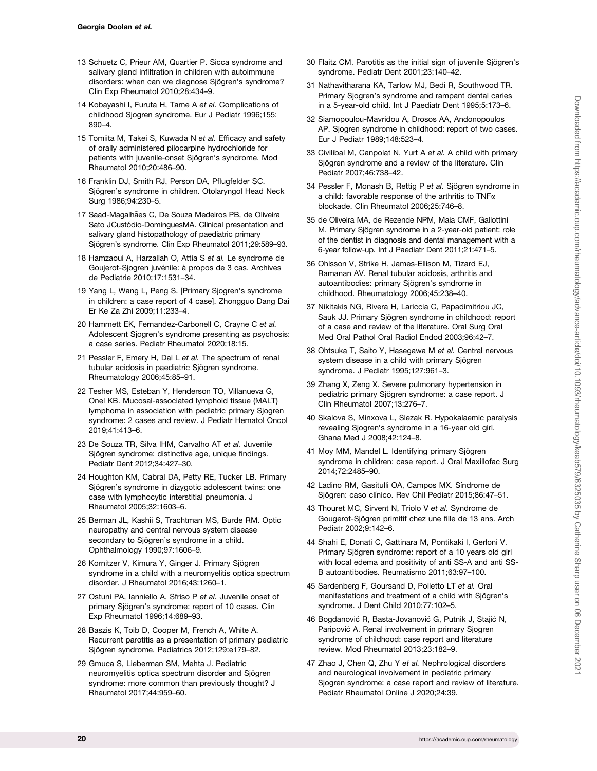13 Schuetz C, Prieur AM, Quartier P. Sicca syndrome and salivary gland infiltration in children with autoimmune disorders: when can we diagnose Sjögren's syndrome? Clin Exp Rheumatol 2010;28:434–9.

14 Kobayashi I, Furuta H, Tame A *et al.* Complications of childhood Sjogren syndrome. Eur J Pediatr 1996;155: 890–4.

15 Tomiita M, Takei S, Kuwada N *et al.* Efficacy and safety of orally administered pilocarpine hydrochloride for patients with juvenile-onset Sjögren's syndrome. Mod Rheumatol 2010;20:486–90.

16 Franklin DJ, Smith RJ, Person DA, Pflugfelder SC. Sjögren's syndrome in children. Otolaryngol Head Neck Surg 1986;94:230–5.

17 Saad-Magalhães C, De Souza Medeiros PB, de Oliveira Sato JCustódio-DominguesMA. Clinical presentation and salivary gland histopathology of paediatric primary Sjögren's syndrome. Clin Exp Rheumatol 2011;29:589–93.

18 Hamzaoui A, Harzallah O, Attia S *et al.* Le syndrome de Goujerot-Sjogren juvénile: à propos de 3 cas. Archives de Pediatrie 2010;17:1531–34.

19 Yang L, Wang L, Peng S. [Primary Sjogren's syndrome in children: a case report of 4 case]. Zhongguo Dang Dai Er Ke Za Zhi 2009;11:233–4.

20 Hammett EK, Fernandez-Carbonell C, Crayne C *et al.* Adolescent Sjogren's syndrome presenting as psychosis: a case series. Pediatr Rheumatol 2020;18:15.

21 Pessler F, Emery H, Dai L *et al.* The spectrum of renal tubular acidosis in paediatric Sjögren syndrome. Rheumatology 2006;45:85–91.

22 Tesher MS, Esteban Y, Henderson TO, Villanueva G, Onel KB. Mucosal-associated lymphoid tissue (MALT) lymphoma in association with pediatric primary Sjogren syndrome: 2 cases and review. J Pediatr Hematol Oncol 2019;41:413–6.

23 De Souza TR, Silva IHM, Carvalho AT *et al.* Juvenile Sjögren syndrome: distinctive age, unique findings. Pediatr Dent 2012;34:427–30.

24 Houghton KM, Cabral DA, Petty RE, Tucker LB. Primary Sjögren's syndrome in dizygotic adolescent twins: one case with lymphocytic interstitial pneumonia. J Rheumatol 2005;32:1603–6.

25 Berman JL, Kashii S, Trachtman MS, Burde RM. Optic neuropathy and central nervous system disease secondary to Sjögren's syndrome in a child. Ophthalmology 1990;97:1606–9.

26 Kornitzer V, Kimura Y, Ginger J. Primary Sjögren syndrome in a child with a neuromyelitis optica spectrum disorder. J Rheumatol 2016;43:1260–1.

27 Ostuni PA, Ianniello A, Sfriso P *et al.* Juvenile onset of primary Sjögren's syndrome: report of 10 cases. Clin Exp Rheumatol 1996;14:689–93.

28 Baszis K, Toib D, Cooper M, French A, White A. Recurrent parotitis as a presentation of primary pediatric Sjögren syndrome. Pediatrics 2012;129:e179–82.

29 Gmuca S, Lieberman SM, Mehta J. Pediatric neuromyelitis optica spectrum disorder and Sjögren syndrome: more common than previously thought? J Rheumatol 2017;44:959–60.

30 Flaitz CM. Parotitis as the initial sign of juvenile Sjögren's syndrome. Pediatr Dent 2001;23:140–42.

31 Nathavitharana KA, Tarlow MJ, Bedi R, Southwood TR. Primary Sjogren's syndrome and rampant dental caries in a 5-year-old child. Int J Paediatr Dent 1995;5:173–6.

32 Siamopoulou-Mavridou A, Drosos AA, Andonopoulos AP. Sjogren syndrome in childhood: report of two cases. Eur J Pediatr 1989;148:523–4.

33 Civilibal M, Canpolat N, Yurt A *et al.* A child with primary Sjögren syndrome and a review of the literature. Clin Pediatr 2007;46:738–42.

34 Pessler F, Monash B, Rettig P *et al.* Sjögren syndrome in a child: favorable response of the arthritis to TNFα blockade. Clin Rheumatol 2006;25:746–8.

35 de Oliveira MA, de Rezende NPM, Maia CMF, Gallottini M. Primary Sjögren syndrome in a 2-year-old patient: role of the dentist in diagnosis and dental management with a 6-year follow-up. Int J Paediatr Dent 2011;21:471–5.

36 Ohlsson V, Strike H, James-Ellison M, Tizard EJ, Ramanan AV. Renal tubular acidosis, arthritis and autoantibodies: primary Sjögren's syndrome in childhood. Rheumatology 2006;45:238–40.

37 Nikitakis NG, Rivera H, Lariccia C, Papadimitriou JC, Sauk JJ. Primary Sjögren syndrome in childhood: report of a case and review of the literature. Oral Surg Oral Med Oral Pathol Oral Radiol Endod 2003;96:42–7.

38 Ohtsuka T, Saito Y, Hasegawa M *et al.* Central nervous system disease in a child with primary Sjögren syndrome. J Pediatr 1995;127:961–3.

39 Zhang X, Zeng X. Severe pulmonary hypertension in pediatric primary Sjögren syndrome: a case report. J Clin Rheumatol 2007;13:276–7.

40 Skalova S, Minxova L, Slezak R. Hypokalaemic paralysis revealing Sjogren's syndrome in a 16-year old girl. Ghana Med J 2008;42:124–8.

41 Moy MM, Mandel L. Identifying primary Sjögren syndrome in children: case report. J Oral Maxillofac Surg 2014;72:2485–90.

42 Ladino RM, Gasitulli OA, Campos MX. Síndrome de Sjögren: caso clínico. Rev Chil Pediatr 2015;86:47–51.

43 Thouret MC, Sirvent N, Triolo V *et al.* Syndrome de Gougerot-Sjögren primitif chez une fille de 13 ans. Arch Pediatr 2002;9:142–6.

44 Shahi E, Donati C, Gattinara M, Pontikaki I, Gerloni V. Primary Sjögren syndrome: report of a 10 years old girl with local edema and positivity of anti SS-A and anti SS-B autoantibodies. Reumatismo 2011;63:97–100.

45 Sardenberg F, Goursand D, Polletto LT *et al.* Oral manifestations and treatment of a child with Sjögren's syndrome. J Dent Child 2010;77:102–5.

46 Bogdanović R, Basta-Jovanović G, Putnik J, Stajić N, Paripović A. Renal involvement in primary Sjogren syndrome of childhood: case report and literature review. Mod Rheumatol 2013;23:182–9.

47 Zhao J, Chen Q, Zhu Y *et al.* Nephrological disorders and neurological involvement in pediatric primary Sjogren syndrome: a case report and review of literature. Pediatr Rheumatol Online J 2020;24:39.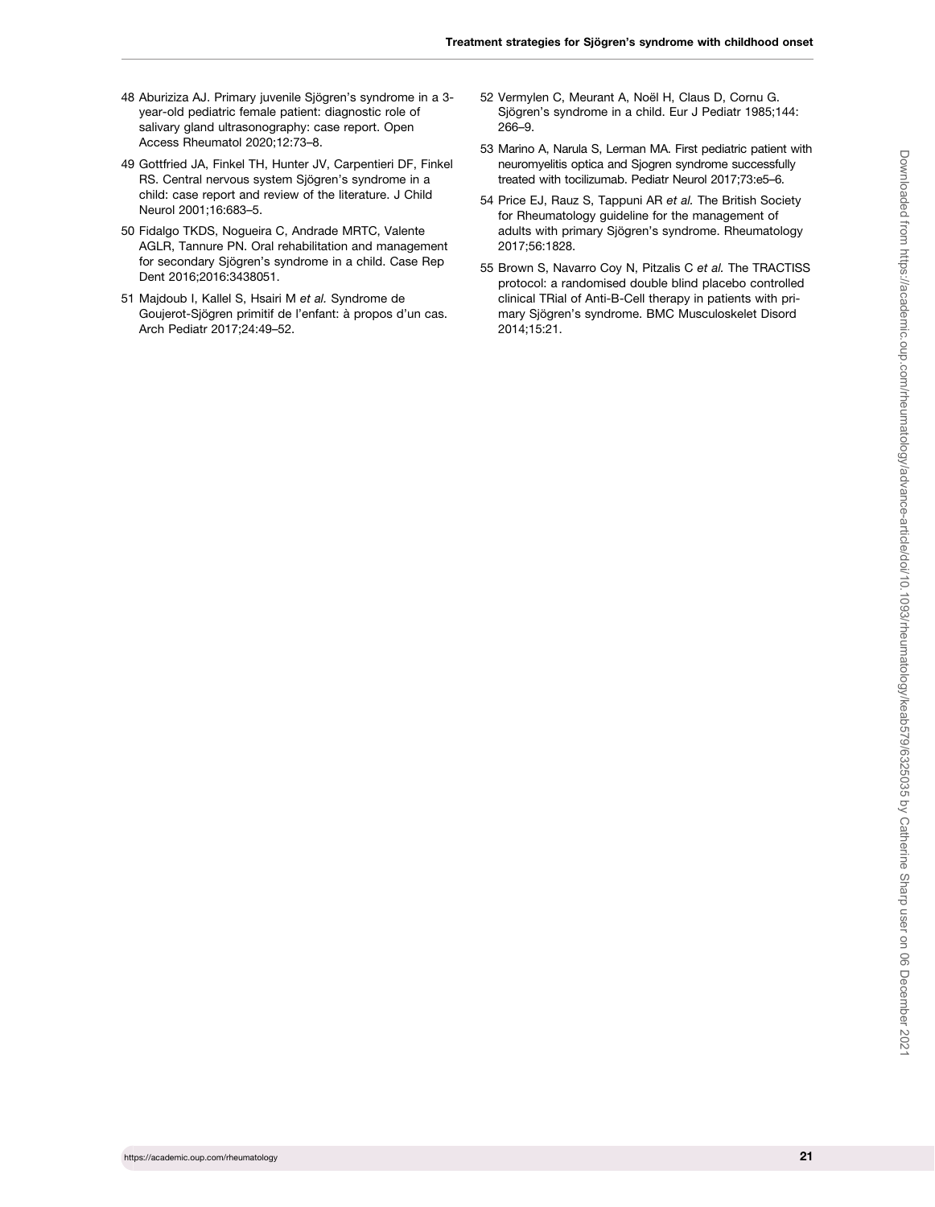48 Aburiziza AJ. Primary juvenile Sjögren's syndrome in a 3-year-old pediatric female patient: diagnostic role of salivary gland ultrasonography: case report. Open Access Rheumatol 2020;12:73–8.

49 Gottfried JA, Finkel TH, Hunter JV, Carpentieri DF, Finkel RS. Central nervous system Sjögren's syndrome in a child: case report and review of the literature. J Child Neurol 2001;16:683–5.

50 Fidalgo TKDS, Nogueira C, Andrade MRTC, Valente AGLR, Tannure PN. Oral rehabilitation and management for secondary Sjögren's syndrome in a child. Case Rep Dent 2016;2016:3438051.

51 Majdoub I, Kallel S, Hsairi M *et al.* Syndrome de Goujerot-Sjögren primitif de l'enfant: à propos d'un cas. Arch Pediatr 2017;24:49–52.

52 Vermylen C, Meurant A, Noël H, Claus D, Cornu G. Sjögren's syndrome in a child. Eur J Pediatr 1985;144: 266–9.

53 Marino A, Narula S, Lerman MA. First pediatric patient with neuromyelitis optica and Sjogren syndrome successfully treated with tocilizumab. Pediatr Neurol 2017;73:e5–6.

54 Price EJ, Rauz S, Tappuni AR *et al.* The British Society for Rheumatology guideline for the management of adults with primary Sjögren's syndrome. Rheumatology 2017;56:1828.

55 Brown S, Navarro Coy N, Pitzalis C *et al.* The TRACTISS protocol: a randomised double blind placebo controlled clinical TRial of Anti-B-Cell therapy in patients with primary Sjögren's syndrome. BMC Musculoskelet Disord 2014;15:21.